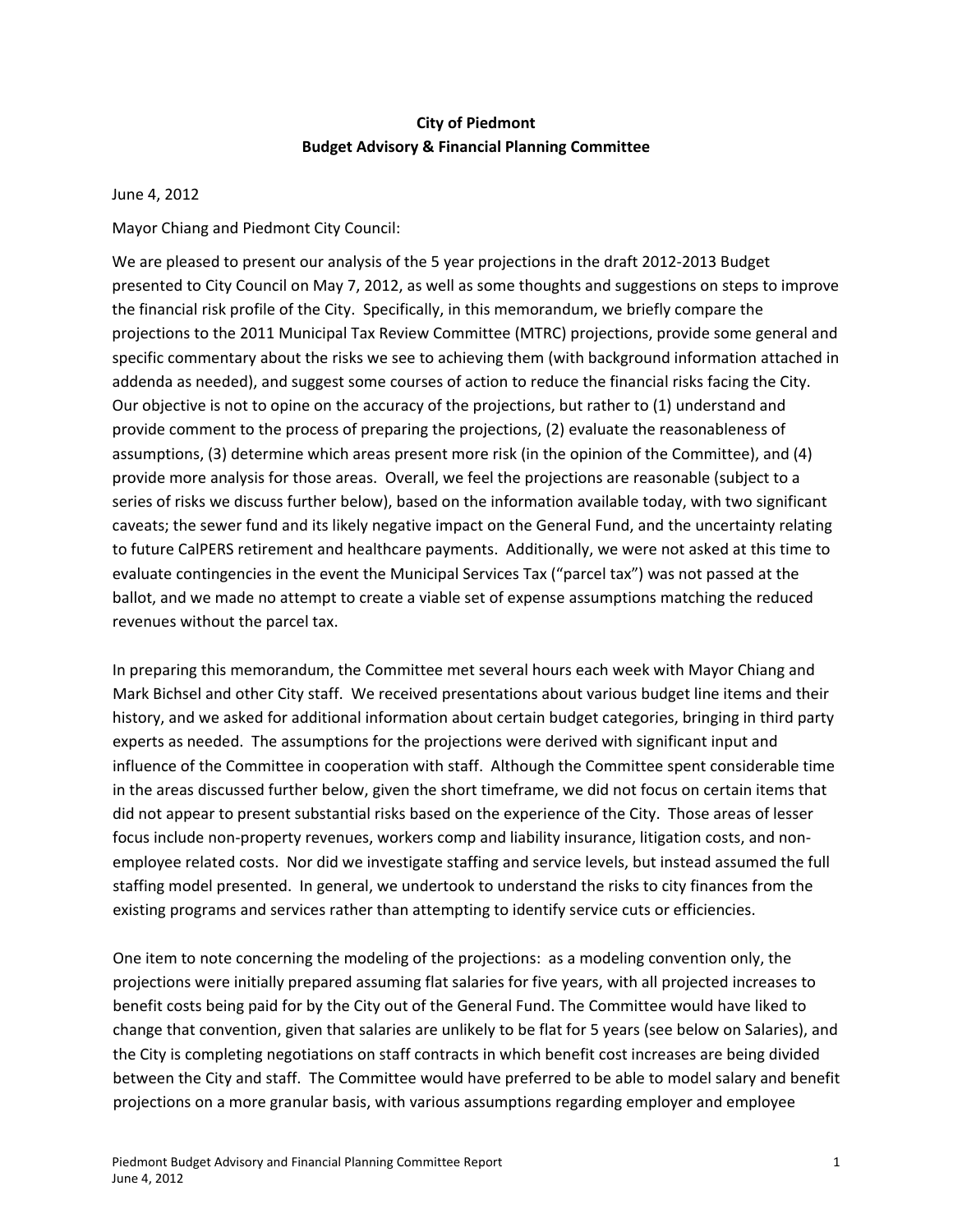**City of Piedmont**
**Budget Advisory & Financial Planning Committee**

June 4, 2012

Mayor Chiang and Piedmont City Council:

We are pleased to present our analysis of the 5 year projections in the draft 2012-2013 Budget presented to City Council on May 7, 2012, as well as some thoughts and suggestions on steps to improve the financial risk profile of the City. Specifically, in this memorandum, we briefly compare the projections to the 2011 Municipal Tax Review Committee (MTRC) projections, provide some general and specific commentary about the risks we see to achieving them (with background information attached in addenda as needed), and suggest some courses of action to reduce the financial risks facing the City. Our objective is not to opine on the accuracy of the projections, but rather to (1) understand and provide comment to the process of preparing the projections, (2) evaluate the reasonableness of assumptions, (3) determine which areas present more risk (in the opinion of the Committee), and (4) provide more analysis for those areas. Overall, we feel the projections are reasonable (subject to a series of risks we discuss further below), based on the information available today, with two significant caveats; the sewer fund and its likely negative impact on the General Fund, and the uncertainty relating to future CalPERS retirement and healthcare payments. Additionally, we were not asked at this time to evaluate contingencies in the event the Municipal Services Tax ("parcel tax") was not passed at the ballot, and we made no attempt to create a viable set of expense assumptions matching the reduced revenues without the parcel tax.

In preparing this memorandum, the Committee met several hours each week with Mayor Chiang and Mark Bichsel and other City staff. We received presentations about various budget line items and their history, and we asked for additional information about certain budget categories, bringing in third party experts as needed. The assumptions for the projections were derived with significant input and influence of the Committee in cooperation with staff. Although the Committee spent considerable time in the areas discussed further below, given the short timeframe, we did not focus on certain items that did not appear to present substantial risks based on the experience of the City. Those areas of lesser focus include non-property revenues, workers comp and liability insurance, litigation costs, and non-employee related costs. Nor did we investigate staffing and service levels, but instead assumed the full staffing model presented. In general, we undertook to understand the risks to city finances from the existing programs and services rather than attempting to identify service cuts or efficiencies.

One item to note concerning the modeling of the projections: as a modeling convention only, the projections were initially prepared assuming flat salaries for five years, with all projected increases to benefit costs being paid for by the City out of the General Fund. The Committee would have liked to change that convention, given that salaries are unlikely to be flat for 5 years (see below on Salaries), and the City is completing negotiations on staff contracts in which benefit cost increases are being divided between the City and staff. The Committee would have preferred to be able to model salary and benefit projections on a more granular basis, with various assumptions regarding employer and employee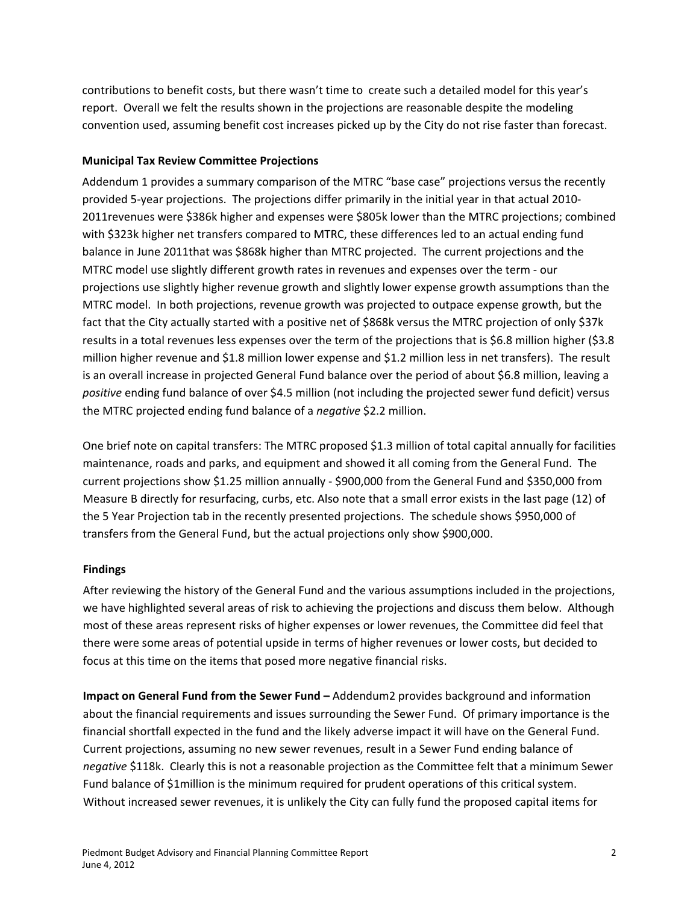contributions to benefit costs, but there wasn't time to create such a detailed model for this year's report. Overall we felt the results shown in the projections are reasonable despite the modeling convention used, assuming benefit cost increases picked up by the City do not rise faster than forecast.

**Municipal Tax Review Committee Projections**

Addendum 1 provides a summary comparison of the MTRC "base case" projections versus the recently provided 5-year projections. The projections differ primarily in the initial year in that actual 2010-2011revenues were $386k higher and expenses were $805k lower than the MTRC projections; combined with $323k higher net transfers compared to MTRC, these differences led to an actual ending fund balance in June 2011that was $868k higher than MTRC projected. The current projections and the MTRC model use slightly different growth rates in revenues and expenses over the term - our projections use slightly higher revenue growth and slightly lower expense growth assumptions than the MTRC model. In both projections, revenue growth was projected to outpace expense growth, but the fact that the City actually started with a positive net of $868k versus the MTRC projection of only $37k results in a total revenues less expenses over the term of the projections that is $6.8 million higher ($3.8 million higher revenue and $1.8 million lower expense and $1.2 million less in net transfers). The result is an overall increase in projected General Fund balance over the period of about $6.8 million, leaving a *positive* ending fund balance of over $4.5 million (not including the projected sewer fund deficit) versus the MTRC projected ending fund balance of a *negative* $2.2 million.

One brief note on capital transfers: The MTRC proposed $1.3 million of total capital annually for facilities maintenance, roads and parks, and equipment and showed it all coming from the General Fund. The current projections show $1.25 million annually - $900,000 from the General Fund and $350,000 from Measure B directly for resurfacing, curbs, etc. Also note that a small error exists in the last page (12) of the 5 Year Projection tab in the recently presented projections. The schedule shows $950,000 of transfers from the General Fund, but the actual projections only show $900,000.

**Findings**

After reviewing the history of the General Fund and the various assumptions included in the projections, we have highlighted several areas of risk to achieving the projections and discuss them below. Although most of these areas represent risks of higher expenses or lower revenues, the Committee did feel that there were some areas of potential upside in terms of higher revenues or lower costs, but decided to focus at this time on the items that posed more negative financial risks.

**Impact on General Fund from the Sewer Fund –** Addendum2 provides background and information about the financial requirements and issues surrounding the Sewer Fund. Of primary importance is the financial shortfall expected in the fund and the likely adverse impact it will have on the General Fund. Current projections, assuming no new sewer revenues, result in a Sewer Fund ending balance of *negative* $118k. Clearly this is not a reasonable projection as the Committee felt that a minimum Sewer Fund balance of $1million is the minimum required for prudent operations of this critical system. Without increased sewer revenues, it is unlikely the City can fully fund the proposed capital items for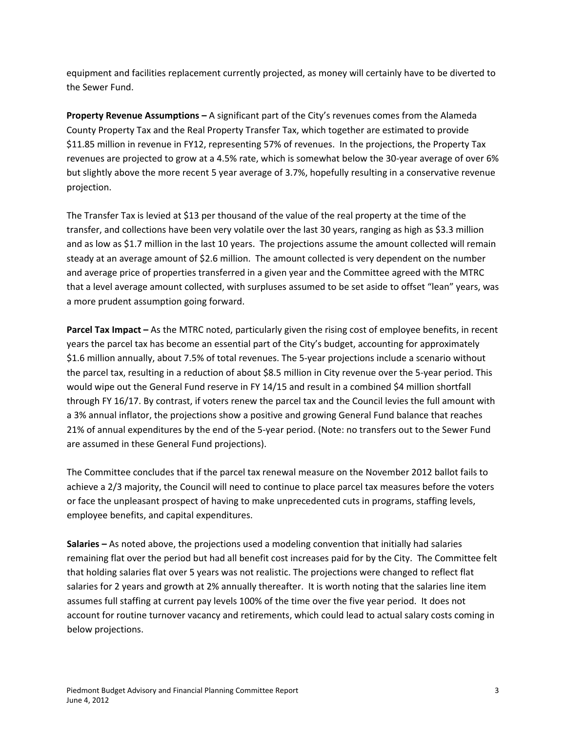equipment and facilities replacement currently projected, as money will certainly have to be diverted to the Sewer Fund.

**Property Revenue Assumptions –** A significant part of the City's revenues comes from the Alameda County Property Tax and the Real Property Transfer Tax, which together are estimated to provide $11.85 million in revenue in FY12, representing 57% of revenues. In the projections, the Property Tax revenues are projected to grow at a 4.5% rate, which is somewhat below the 30-year average of over 6% but slightly above the more recent 5 year average of 3.7%, hopefully resulting in a conservative revenue projection.

The Transfer Tax is levied at $13 per thousand of the value of the real property at the time of the transfer, and collections have been very volatile over the last 30 years, ranging as high as $3.3 million and as low as $1.7 million in the last 10 years. The projections assume the amount collected will remain steady at an average amount of $2.6 million. The amount collected is very dependent on the number and average price of properties transferred in a given year and the Committee agreed with the MTRC that a level average amount collected, with surpluses assumed to be set aside to offset "lean" years, was a more prudent assumption going forward.

**Parcel Tax Impact –** As the MTRC noted, particularly given the rising cost of employee benefits, in recent years the parcel tax has become an essential part of the City's budget, accounting for approximately $1.6 million annually, about 7.5% of total revenues. The 5-year projections include a scenario without the parcel tax, resulting in a reduction of about $8.5 million in City revenue over the 5-year period. This would wipe out the General Fund reserve in FY 14/15 and result in a combined $4 million shortfall through FY 16/17. By contrast, if voters renew the parcel tax and the Council levies the full amount with a 3% annual inflator, the projections show a positive and growing General Fund balance that reaches 21% of annual expenditures by the end of the 5-year period. (Note: no transfers out to the Sewer Fund are assumed in these General Fund projections).

The Committee concludes that if the parcel tax renewal measure on the November 2012 ballot fails to achieve a 2/3 majority, the Council will need to continue to place parcel tax measures before the voters or face the unpleasant prospect of having to make unprecedented cuts in programs, staffing levels, employee benefits, and capital expenditures.

**Salaries –** As noted above, the projections used a modeling convention that initially had salaries remaining flat over the period but had all benefit cost increases paid for by the City. The Committee felt that holding salaries flat over 5 years was not realistic. The projections were changed to reflect flat salaries for 2 years and growth at 2% annually thereafter. It is worth noting that the salaries line item assumes full staffing at current pay levels 100% of the time over the five year period. It does not account for routine turnover vacancy and retirements, which could lead to actual salary costs coming in below projections.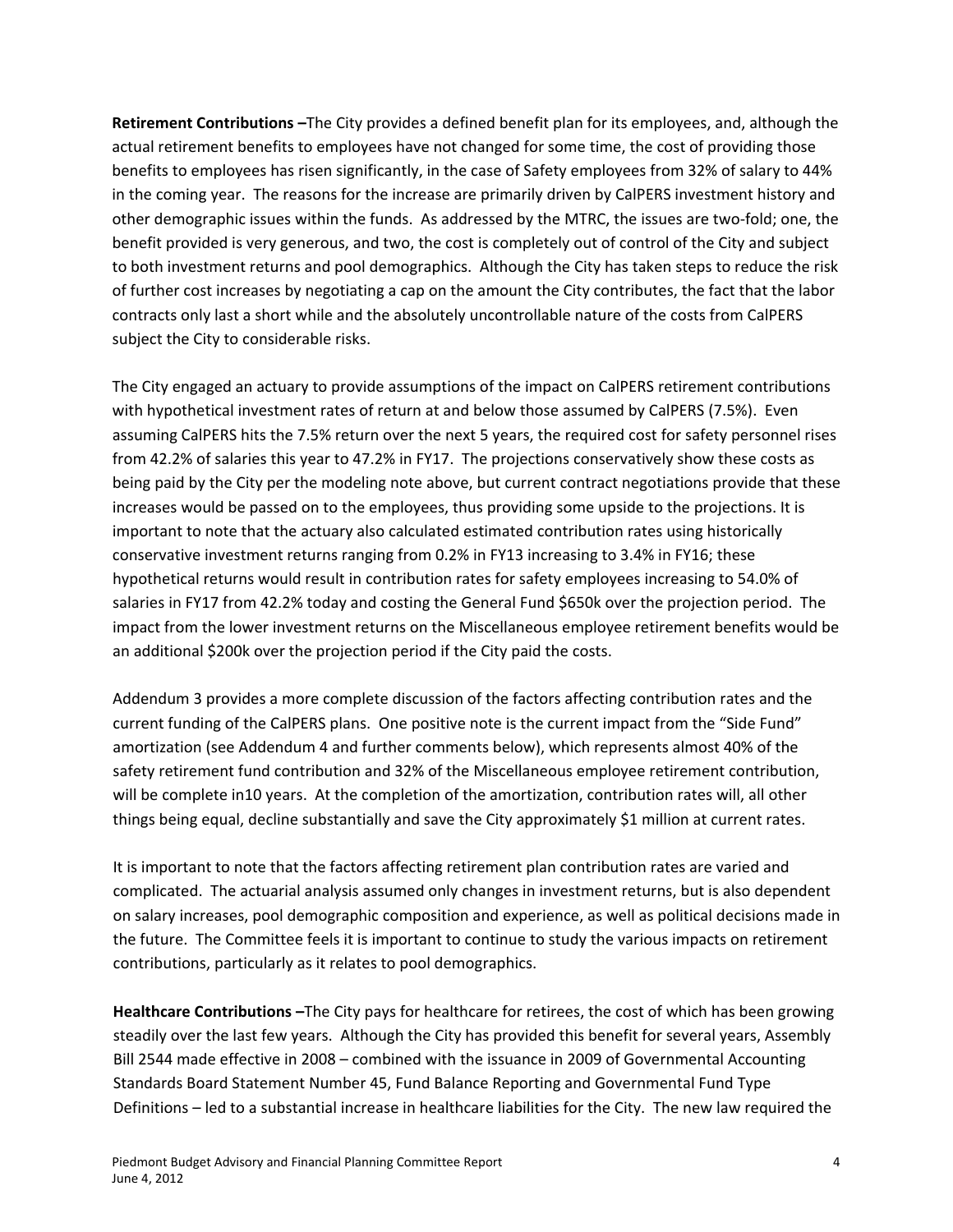**Retirement Contributions –**The City provides a defined benefit plan for its employees, and, although the actual retirement benefits to employees have not changed for some time, the cost of providing those benefits to employees has risen significantly, in the case of Safety employees from 32% of salary to 44% in the coming year. The reasons for the increase are primarily driven by CalPERS investment history and other demographic issues within the funds. As addressed by the MTRC, the issues are two-fold; one, the benefit provided is very generous, and two, the cost is completely out of control of the City and subject to both investment returns and pool demographics. Although the City has taken steps to reduce the risk of further cost increases by negotiating a cap on the amount the City contributes, the fact that the labor contracts only last a short while and the absolutely uncontrollable nature of the costs from CalPERS subject the City to considerable risks.

The City engaged an actuary to provide assumptions of the impact on CalPERS retirement contributions with hypothetical investment rates of return at and below those assumed by CalPERS (7.5%). Even assuming CalPERS hits the 7.5% return over the next 5 years, the required cost for safety personnel rises from 42.2% of salaries this year to 47.2% in FY17. The projections conservatively show these costs as being paid by the City per the modeling note above, but current contract negotiations provide that these increases would be passed on to the employees, thus providing some upside to the projections. It is important to note that the actuary also calculated estimated contribution rates using historically conservative investment returns ranging from 0.2% in FY13 increasing to 3.4% in FY16; these hypothetical returns would result in contribution rates for safety employees increasing to 54.0% of salaries in FY17 from 42.2% today and costing the General Fund $650k over the projection period. The impact from the lower investment returns on the Miscellaneous employee retirement benefits would be an additional $200k over the projection period if the City paid the costs.

Addendum 3 provides a more complete discussion of the factors affecting contribution rates and the current funding of the CalPERS plans. One positive note is the current impact from the "Side Fund" amortization (see Addendum 4 and further comments below), which represents almost 40% of the safety retirement fund contribution and 32% of the Miscellaneous employee retirement contribution, will be complete in10 years. At the completion of the amortization, contribution rates will, all other things being equal, decline substantially and save the City approximately $1 million at current rates.

It is important to note that the factors affecting retirement plan contribution rates are varied and complicated. The actuarial analysis assumed only changes in investment returns, but is also dependent on salary increases, pool demographic composition and experience, as well as political decisions made in the future. The Committee feels it is important to continue to study the various impacts on retirement contributions, particularly as it relates to pool demographics.

**Healthcare Contributions –**The City pays for healthcare for retirees, the cost of which has been growing steadily over the last few years. Although the City has provided this benefit for several years, Assembly Bill 2544 made effective in 2008 – combined with the issuance in 2009 of Governmental Accounting Standards Board Statement Number 45, Fund Balance Reporting and Governmental Fund Type Definitions – led to a substantial increase in healthcare liabilities for the City. The new law required the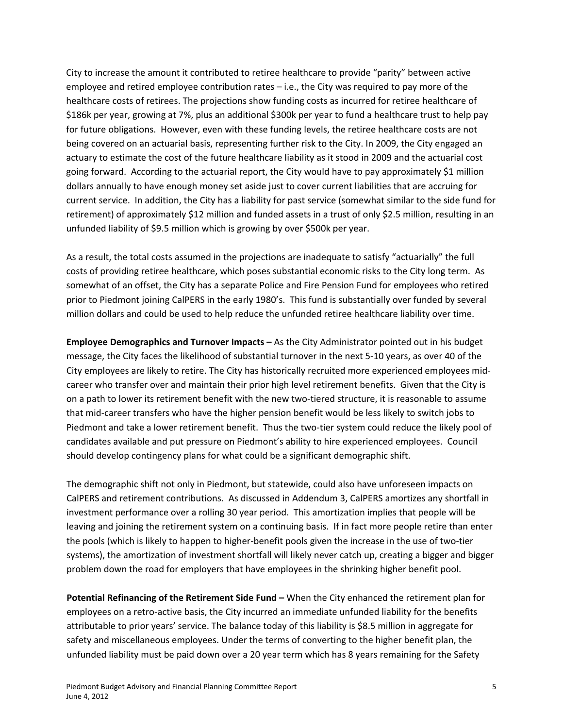City to increase the amount it contributed to retiree healthcare to provide "parity" between active employee and retired employee contribution rates – i.e., the City was required to pay more of the healthcare costs of retirees. The projections show funding costs as incurred for retiree healthcare of $186k per year, growing at 7%, plus an additional $300k per year to fund a healthcare trust to help pay for future obligations. However, even with these funding levels, the retiree healthcare costs are not being covered on an actuarial basis, representing further risk to the City. In 2009, the City engaged an actuary to estimate the cost of the future healthcare liability as it stood in 2009 and the actuarial cost going forward. According to the actuarial report, the City would have to pay approximately $1 million dollars annually to have enough money set aside just to cover current liabilities that are accruing for current service. In addition, the City has a liability for past service (somewhat similar to the side fund for retirement) of approximately $12 million and funded assets in a trust of only $2.5 million, resulting in an unfunded liability of $9.5 million which is growing by over $500k per year.

As a result, the total costs assumed in the projections are inadequate to satisfy "actuarially" the full costs of providing retiree healthcare, which poses substantial economic risks to the City long term. As somewhat of an offset, the City has a separate Police and Fire Pension Fund for employees who retired prior to Piedmont joining CalPERS in the early 1980's. This fund is substantially over funded by several million dollars and could be used to help reduce the unfunded retiree healthcare liability over time.

**Employee Demographics and Turnover Impacts –** As the City Administrator pointed out in his budget message, the City faces the likelihood of substantial turnover in the next 5-10 years, as over 40 of the City employees are likely to retire. The City has historically recruited more experienced employees mid-career who transfer over and maintain their prior high level retirement benefits. Given that the City is on a path to lower its retirement benefit with the new two-tiered structure, it is reasonable to assume that mid-career transfers who have the higher pension benefit would be less likely to switch jobs to Piedmont and take a lower retirement benefit. Thus the two-tier system could reduce the likely pool of candidates available and put pressure on Piedmont's ability to hire experienced employees. Council should develop contingency plans for what could be a significant demographic shift.

The demographic shift not only in Piedmont, but statewide, could also have unforeseen impacts on CalPERS and retirement contributions. As discussed in Addendum 3, CalPERS amortizes any shortfall in investment performance over a rolling 30 year period. This amortization implies that people will be leaving and joining the retirement system on a continuing basis. If in fact more people retire than enter the pools (which is likely to happen to higher-benefit pools given the increase in the use of two-tier systems), the amortization of investment shortfall will likely never catch up, creating a bigger and bigger problem down the road for employers that have employees in the shrinking higher benefit pool.

**Potential Refinancing of the Retirement Side Fund –** When the City enhanced the retirement plan for employees on a retro-active basis, the City incurred an immediate unfunded liability for the benefits attributable to prior years' service. The balance today of this liability is $8.5 million in aggregate for safety and miscellaneous employees. Under the terms of converting to the higher benefit plan, the unfunded liability must be paid down over a 20 year term which has 8 years remaining for the Safety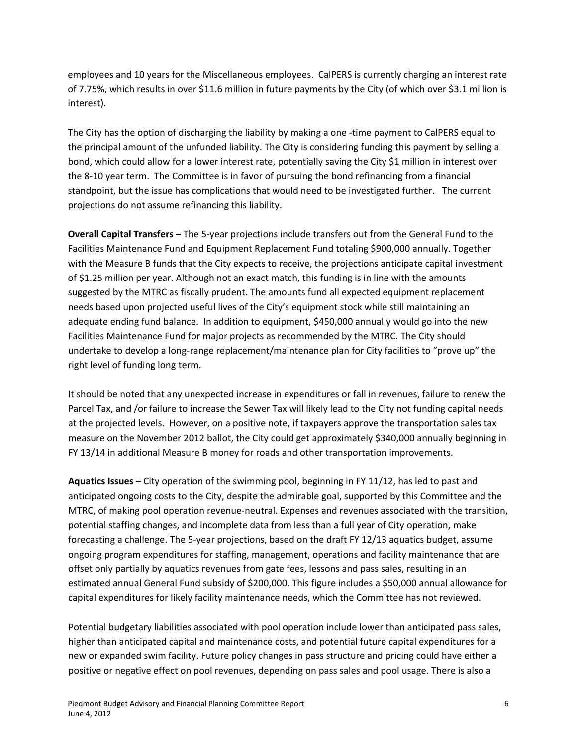employees and 10 years for the Miscellaneous employees. CalPERS is currently charging an interest rate of 7.75%, which results in over $11.6 million in future payments by the City (of which over $3.1 million is interest).

The City has the option of discharging the liability by making a one -time payment to CalPERS equal to the principal amount of the unfunded liability. The City is considering funding this payment by selling a bond, which could allow for a lower interest rate, potentially saving the City $1 million in interest over the 8-10 year term. The Committee is in favor of pursuing the bond refinancing from a financial standpoint, but the issue has complications that would need to be investigated further. The current projections do not assume refinancing this liability.

**Overall Capital Transfers –** The 5-year projections include transfers out from the General Fund to the Facilities Maintenance Fund and Equipment Replacement Fund totaling $900,000 annually. Together with the Measure B funds that the City expects to receive, the projections anticipate capital investment of $1.25 million per year. Although not an exact match, this funding is in line with the amounts suggested by the MTRC as fiscally prudent. The amounts fund all expected equipment replacement needs based upon projected useful lives of the City's equipment stock while still maintaining an adequate ending fund balance. In addition to equipment, $450,000 annually would go into the new Facilities Maintenance Fund for major projects as recommended by the MTRC. The City should undertake to develop a long-range replacement/maintenance plan for City facilities to "prove up" the right level of funding long term.

It should be noted that any unexpected increase in expenditures or fall in revenues, failure to renew the Parcel Tax, and /or failure to increase the Sewer Tax will likely lead to the City not funding capital needs at the projected levels. However, on a positive note, if taxpayers approve the transportation sales tax measure on the November 2012 ballot, the City could get approximately $340,000 annually beginning in FY 13/14 in additional Measure B money for roads and other transportation improvements.

**Aquatics Issues –** City operation of the swimming pool, beginning in FY 11/12, has led to past and anticipated ongoing costs to the City, despite the admirable goal, supported by this Committee and the MTRC, of making pool operation revenue-neutral. Expenses and revenues associated with the transition, potential staffing changes, and incomplete data from less than a full year of City operation, make forecasting a challenge. The 5-year projections, based on the draft FY 12/13 aquatics budget, assume ongoing program expenditures for staffing, management, operations and facility maintenance that are offset only partially by aquatics revenues from gate fees, lessons and pass sales, resulting in an estimated annual General Fund subsidy of $200,000. This figure includes a $50,000 annual allowance for capital expenditures for likely facility maintenance needs, which the Committee has not reviewed.

Potential budgetary liabilities associated with pool operation include lower than anticipated pass sales, higher than anticipated capital and maintenance costs, and potential future capital expenditures for a new or expanded swim facility. Future policy changes in pass structure and pricing could have either a positive or negative effect on pool revenues, depending on pass sales and pool usage. There is also a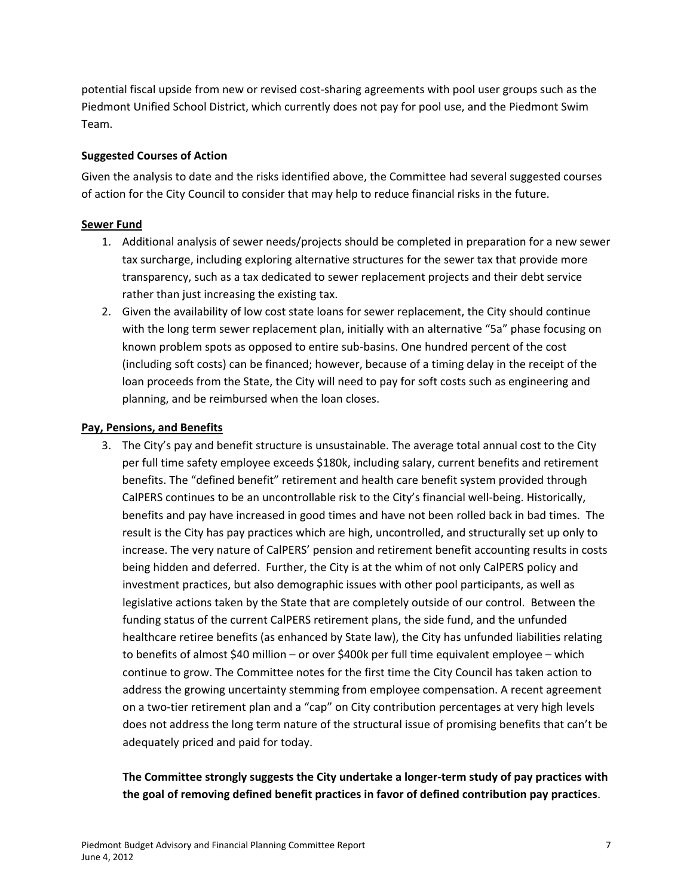potential fiscal upside from new or revised cost-sharing agreements with pool user groups such as the Piedmont Unified School District, which currently does not pay for pool use, and the Piedmont Swim Team.

**Suggested Courses of Action**

Given the analysis to date and the risks identified above, the Committee had several suggested courses of action for the City Council to consider that may help to reduce financial risks in the future.

**Sewer Fund**

1. Additional analysis of sewer needs/projects should be completed in preparation for a new sewer tax surcharge, including exploring alternative structures for the sewer tax that provide more transparency, such as a tax dedicated to sewer replacement projects and their debt service rather than just increasing the existing tax.
2. Given the availability of low cost state loans for sewer replacement, the City should continue with the long term sewer replacement plan, initially with an alternative "5a" phase focusing on known problem spots as opposed to entire sub-basins. One hundred percent of the cost (including soft costs) can be financed; however, because of a timing delay in the receipt of the loan proceeds from the State, the City will need to pay for soft costs such as engineering and planning, and be reimbursed when the loan closes.

**Pay, Pensions, and Benefits**

3. The City's pay and benefit structure is unsustainable. The average total annual cost to the City per full time safety employee exceeds $180k, including salary, current benefits and retirement benefits. The "defined benefit" retirement and health care benefit system provided through CalPERS continues to be an uncontrollable risk to the City's financial well-being. Historically, benefits and pay have increased in good times and have not been rolled back in bad times. The result is the City has pay practices which are high, uncontrolled, and structurally set up only to increase. The very nature of CalPERS' pension and retirement benefit accounting results in costs being hidden and deferred. Further, the City is at the whim of not only CalPERS policy and investment practices, but also demographic issues with other pool participants, as well as legislative actions taken by the State that are completely outside of our control. Between the funding status of the current CalPERS retirement plans, the side fund, and the unfunded healthcare retiree benefits (as enhanced by State law), the City has unfunded liabilities relating to benefits of almost $40 million – or over $400k per full time equivalent employee – which continue to grow. The Committee notes for the first time the City Council has taken action to address the growing uncertainty stemming from employee compensation. A recent agreement on a two-tier retirement plan and a "cap" on City contribution percentages at very high levels does not address the long term nature of the structural issue of promising benefits that can't be adequately priced and paid for today.

   **The Committee strongly suggests the City undertake a longer-term study of pay practices with the goal of removing defined benefit practices in favor of defined contribution pay practices**.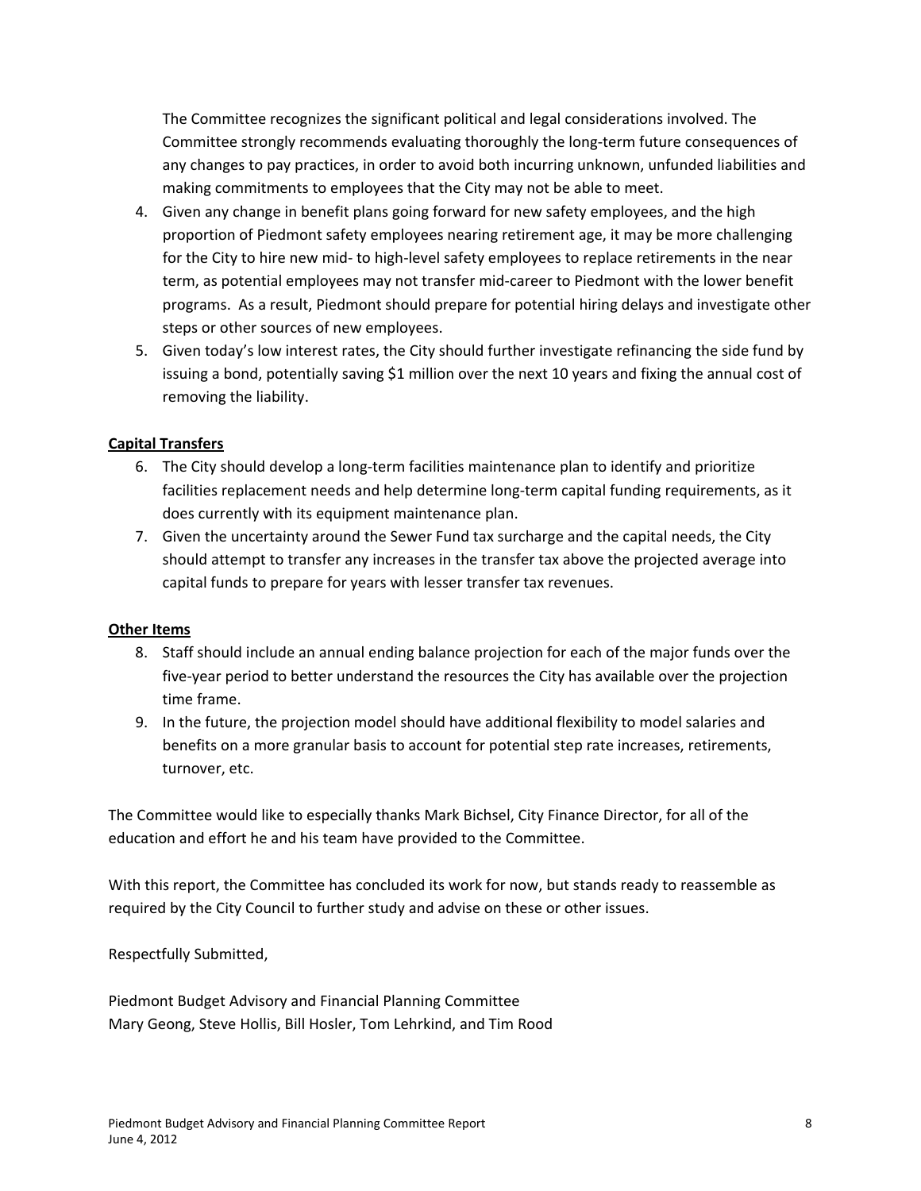The Committee recognizes the significant political and legal considerations involved. The Committee strongly recommends evaluating thoroughly the long-term future consequences of any changes to pay practices, in order to avoid both incurring unknown, unfunded liabilities and making commitments to employees that the City may not be able to meet.

4. Given any change in benefit plans going forward for new safety employees, and the high proportion of Piedmont safety employees nearing retirement age, it may be more challenging for the City to hire new mid- to high-level safety employees to replace retirements in the near term, as potential employees may not transfer mid-career to Piedmont with the lower benefit programs. As a result, Piedmont should prepare for potential hiring delays and investigate other steps or other sources of new employees.
5. Given today's low interest rates, the City should further investigate refinancing the side fund by issuing a bond, potentially saving $1 million over the next 10 years and fixing the annual cost of removing the liability.

**<u>Capital Transfers</u>**

6. The City should develop a long-term facilities maintenance plan to identify and prioritize facilities replacement needs and help determine long-term capital funding requirements, as it does currently with its equipment maintenance plan.
7. Given the uncertainty around the Sewer Fund tax surcharge and the capital needs, the City should attempt to transfer any increases in the transfer tax above the projected average into capital funds to prepare for years with lesser transfer tax revenues.

**<u>Other Items</u>**

8. Staff should include an annual ending balance projection for each of the major funds over the five-year period to better understand the resources the City has available over the projection time frame.
9. In the future, the projection model should have additional flexibility to model salaries and benefits on a more granular basis to account for potential step rate increases, retirements, turnover, etc.

The Committee would like to especially thanks Mark Bichsel, City Finance Director, for all of the education and effort he and his team have provided to the Committee.

With this report, the Committee has concluded its work for now, but stands ready to reassemble as required by the City Council to further study and advise on these or other issues.

Respectfully Submitted,

Piedmont Budget Advisory and Financial Planning Committee
Mary Geong, Steve Hollis, Bill Hosler, Tom Lehrkind, and Tim Rood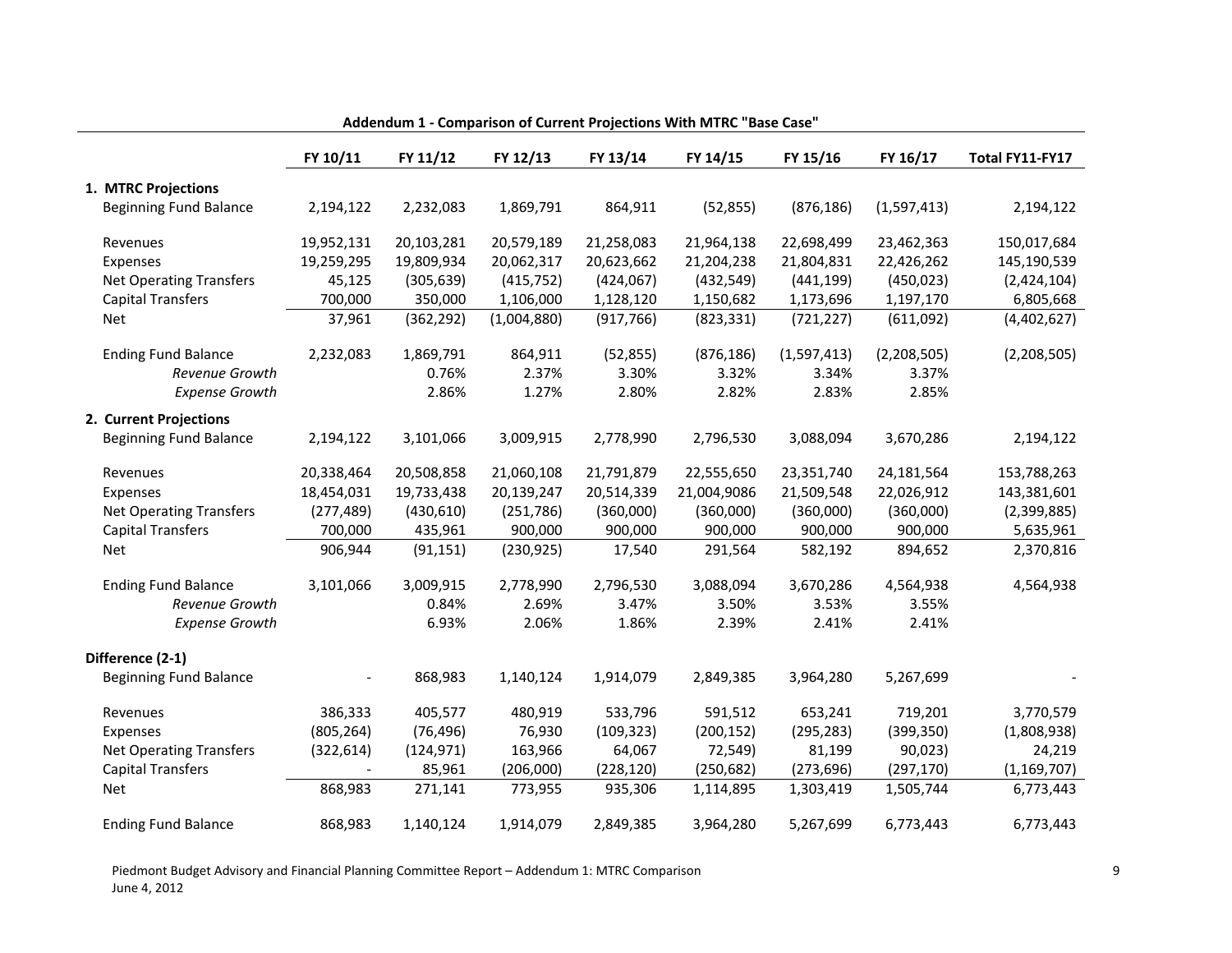## Addendum 1 - Comparison of Current Projections With MTRC "Base Case"

| | FY 10/11 | FY 11/12 | FY 12/13 | FY 13/14 | FY 14/15 | FY 15/16 | FY 16/17 | Total FY11-FY17 |
|---|---|---|---|---|---|---|---|---|
| **1. MTRC Projections** | | | | | | | | |
| Beginning Fund Balance | 2,194,122 | 2,232,083 | 1,869,791 | 864,911 | (52,855) | (876,186) | (1,597,413) | 2,194,122 |
| Revenues | 19,952,131 | 20,103,281 | 20,579,189 | 21,258,083 | 21,964,138 | 22,698,499 | 23,462,363 | 150,017,684 |
| Expenses | 19,259,295 | 19,809,934 | 20,062,317 | 20,623,662 | 21,204,238 | 21,804,831 | 22,426,262 | 145,190,539 |
| Net Operating Transfers | 45,125 | (305,639) | (415,752) | (424,067) | (432,549) | (441,199) | (450,023) | (2,424,104) |
| Capital Transfers | 700,000 | 350,000 | 1,106,000 | 1,128,120 | 1,150,682 | 1,173,696 | 1,197,170 | 6,805,668 |
| Net | 37,961 | (362,292) | (1,004,880) | (917,766) | (823,331) | (721,227) | (611,092) | (4,402,627) |
| Ending Fund Balance | 2,232,083 | 1,869,791 | 864,911 | (52,855) | (876,186) | (1,597,413) | (2,208,505) | (2,208,505) |
| *Revenue Growth* | | 0.76% | 2.37% | 3.30% | 3.32% | 3.34% | 3.37% | |
| *Expense Growth* | | 2.86% | 1.27% | 2.80% | 2.82% | 2.83% | 2.85% | |
| **2. Current Projections** | | | | | | | | |
| Beginning Fund Balance | 2,194,122 | 3,101,066 | 3,009,915 | 2,778,990 | 2,796,530 | 3,088,094 | 3,670,286 | 2,194,122 |
| Revenues | 20,338,464 | 20,508,858 | 21,060,108 | 21,791,879 | 22,555,650 | 23,351,740 | 24,181,564 | 153,788,263 |
| Expenses | 18,454,031 | 19,733,438 | 20,139,247 | 20,514,339 | 21,004,9086 | 21,509,548 | 22,026,912 | 143,381,601 |
| Net Operating Transfers | (277,489) | (430,610) | (251,786) | (360,000) | (360,000) | (360,000) | (360,000) | (2,399,885) |
| Capital Transfers | 700,000 | 435,961 | 900,000 | 900,000 | 900,000 | 900,000 | 900,000 | 5,635,961 |
| Net | 906,944 | (91,151) | (230,925) | 17,540 | 291,564 | 582,192 | 894,652 | 2,370,816 |
| Ending Fund Balance | 3,101,066 | 3,009,915 | 2,778,990 | 2,796,530 | 3,088,094 | 3,670,286 | 4,564,938 | 4,564,938 |
| *Revenue Growth* | | 0.84% | 2.69% | 3.47% | 3.50% | 3.53% | 3.55% | |
| *Expense Growth* | | 6.93% | 2.06% | 1.86% | 2.39% | 2.41% | 2.41% | |
| **Difference (2-1)** | | | | | | | | |
| Beginning Fund Balance | - | 868,983 | 1,140,124 | 1,914,079 | 2,849,385 | 3,964,280 | 5,267,699 | - |
| Revenues | 386,333 | 405,577 | 480,919 | 533,796 | 591,512 | 653,241 | 719,201 | 3,770,579 |
| Expenses | (805,264) | (76,496) | 76,930 | (109,323) | (200,152) | (295,283) | (399,350) | (1,808,938) |
| Net Operating Transfers | (322,614) | (124,971) | 163,966 | 64,067 | 72,549) | 81,199 | 90,023) | 24,219 |
| Capital Transfers | - | 85,961 | (206,000) | (228,120) | (250,682) | (273,696) | (297,170) | (1,169,707) |
| Net | 868,983 | 271,141 | 773,955 | 935,306 | 1,114,895 | 1,303,419 | 1,505,744 | 6,773,443 |
| Ending Fund Balance | 868,983 | 1,140,124 | 1,914,079 | 2,849,385 | 3,964,280 | 5,267,699 | 6,773,443 | 6,773,443 |

Piedmont Budget Advisory and Financial Planning Committee Report – Addendum 1: MTRC Comparison
June 4, 2012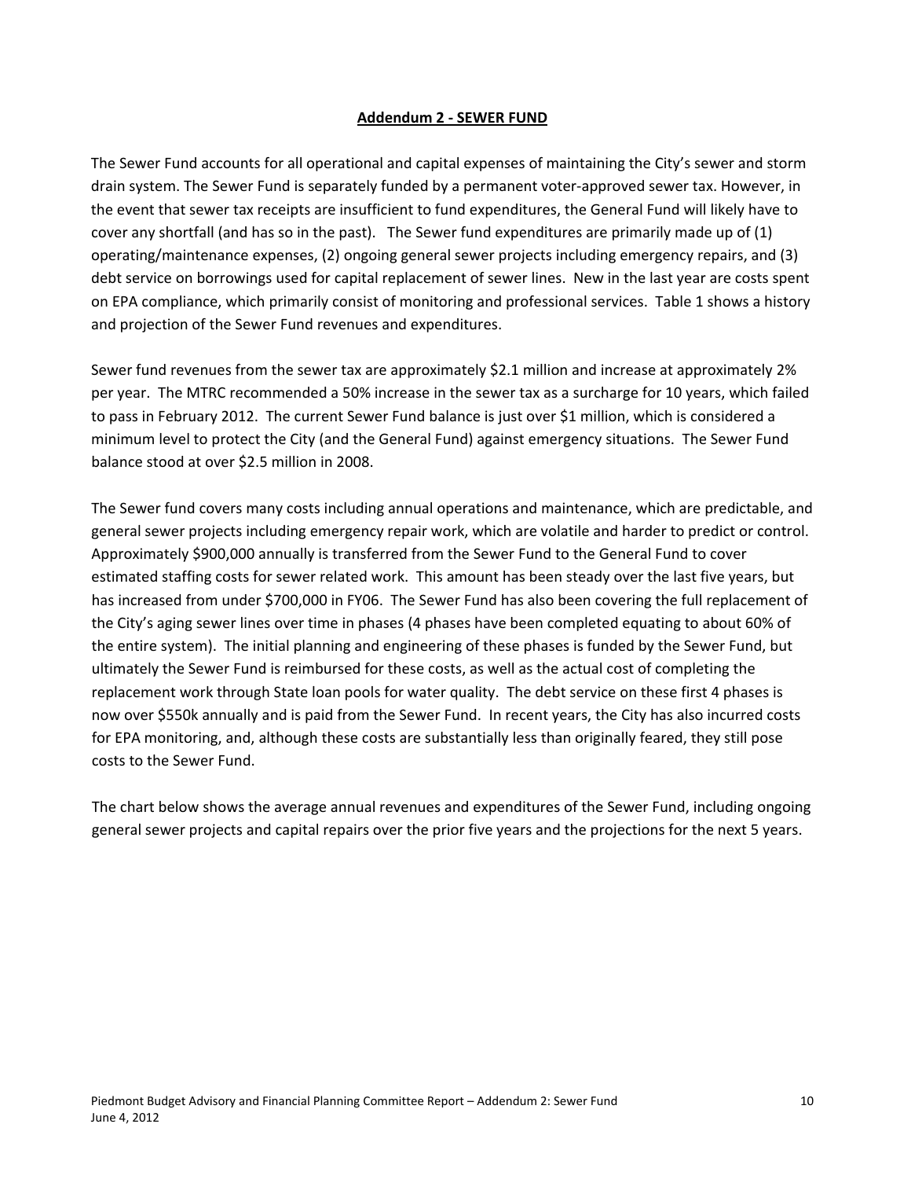## Addendum 2 - SEWER FUND

The Sewer Fund accounts for all operational and capital expenses of maintaining the City's sewer and storm drain system. The Sewer Fund is separately funded by a permanent voter-approved sewer tax. However, in the event that sewer tax receipts are insufficient to fund expenditures, the General Fund will likely have to cover any shortfall (and has so in the past). The Sewer fund expenditures are primarily made up of (1) operating/maintenance expenses, (2) ongoing general sewer projects including emergency repairs, and (3) debt service on borrowings used for capital replacement of sewer lines. New in the last year are costs spent on EPA compliance, which primarily consist of monitoring and professional services. Table 1 shows a history and projection of the Sewer Fund revenues and expenditures.

Sewer fund revenues from the sewer tax are approximately $2.1 million and increase at approximately 2% per year. The MTRC recommended a 50% increase in the sewer tax as a surcharge for 10 years, which failed to pass in February 2012. The current Sewer Fund balance is just over $1 million, which is considered a minimum level to protect the City (and the General Fund) against emergency situations. The Sewer Fund balance stood at over $2.5 million in 2008.

The Sewer fund covers many costs including annual operations and maintenance, which are predictable, and general sewer projects including emergency repair work, which are volatile and harder to predict or control. Approximately $900,000 annually is transferred from the Sewer Fund to the General Fund to cover estimated staffing costs for sewer related work. This amount has been steady over the last five years, but has increased from under $700,000 in FY06. The Sewer Fund has also been covering the full replacement of the City's aging sewer lines over time in phases (4 phases have been completed equating to about 60% of the entire system). The initial planning and engineering of these phases is funded by the Sewer Fund, but ultimately the Sewer Fund is reimbursed for these costs, as well as the actual cost of completing the replacement work through State loan pools for water quality. The debt service on these first 4 phases is now over $550k annually and is paid from the Sewer Fund. In recent years, the City has also incurred costs for EPA monitoring, and, although these costs are substantially less than originally feared, they still pose costs to the Sewer Fund.

The chart below shows the average annual revenues and expenditures of the Sewer Fund, including ongoing general sewer projects and capital repairs over the prior five years and the projections for the next 5 years.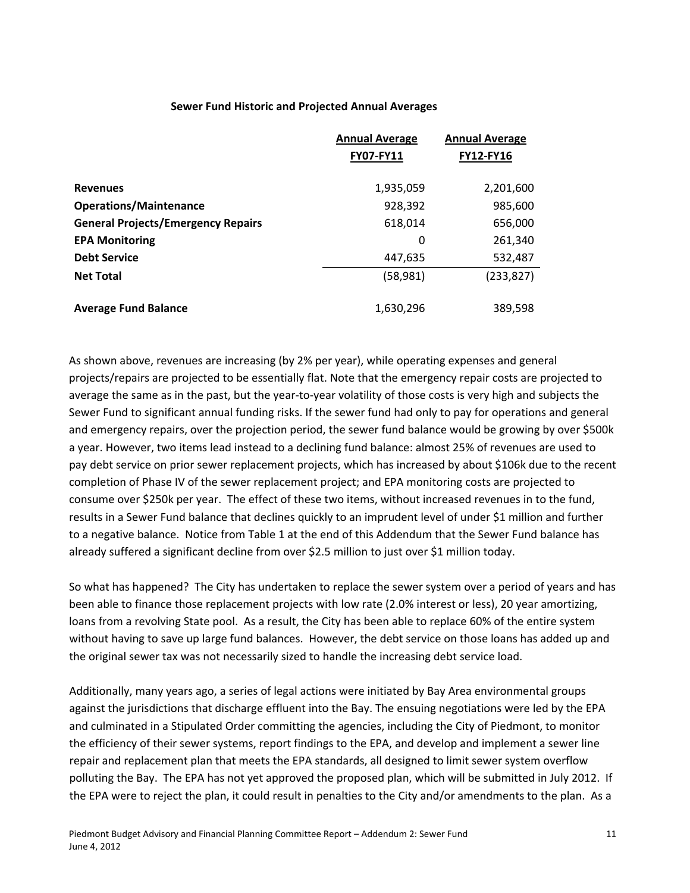**Sewer Fund Historic and Projected Annual Averages**

| | Annual Average FY07-FY11 | Annual Average FY12-FY16 |
|---|---:|---:|
| **Revenues** | 1,935,059 | 2,201,600 |
| **Operations/Maintenance** | 928,392 | 985,600 |
| **General Projects/Emergency Repairs** | 618,014 | 656,000 |
| **EPA Monitoring** | 0 | 261,340 |
| **Debt Service** | 447,635 | 532,487 |
| **Net Total** | (58,981) | (233,827) |
| **Average Fund Balance** | 1,630,296 | 389,598 |

As shown above, revenues are increasing (by 2% per year), while operating expenses and general projects/repairs are projected to be essentially flat. Note that the emergency repair costs are projected to average the same as in the past, but the year-to-year volatility of those costs is very high and subjects the Sewer Fund to significant annual funding risks. If the sewer fund had only to pay for operations and general and emergency repairs, over the projection period, the sewer fund balance would be growing by over $500k a year. However, two items lead instead to a declining fund balance: almost 25% of revenues are used to pay debt service on prior sewer replacement projects, which has increased by about $106k due to the recent completion of Phase IV of the sewer replacement project; and EPA monitoring costs are projected to consume over $250k per year. The effect of these two items, without increased revenues in to the fund, results in a Sewer Fund balance that declines quickly to an imprudent level of under $1 million and further to a negative balance. Notice from Table 1 at the end of this Addendum that the Sewer Fund balance has already suffered a significant decline from over $2.5 million to just over $1 million today.

So what has happened? The City has undertaken to replace the sewer system over a period of years and has been able to finance those replacement projects with low rate (2.0% interest or less), 20 year amortizing, loans from a revolving State pool. As a result, the City has been able to replace 60% of the entire system without having to save up large fund balances. However, the debt service on those loans has added up and the original sewer tax was not necessarily sized to handle the increasing debt service load.

Additionally, many years ago, a series of legal actions were initiated by Bay Area environmental groups against the jurisdictions that discharge effluent into the Bay. The ensuing negotiations were led by the EPA and culminated in a Stipulated Order committing the agencies, including the City of Piedmont, to monitor the efficiency of their sewer systems, report findings to the EPA, and develop and implement a sewer line repair and replacement plan that meets the EPA standards, all designed to limit sewer system overflow polluting the Bay. The EPA has not yet approved the proposed plan, which will be submitted in July 2012. If the EPA were to reject the plan, it could result in penalties to the City and/or amendments to the plan. As a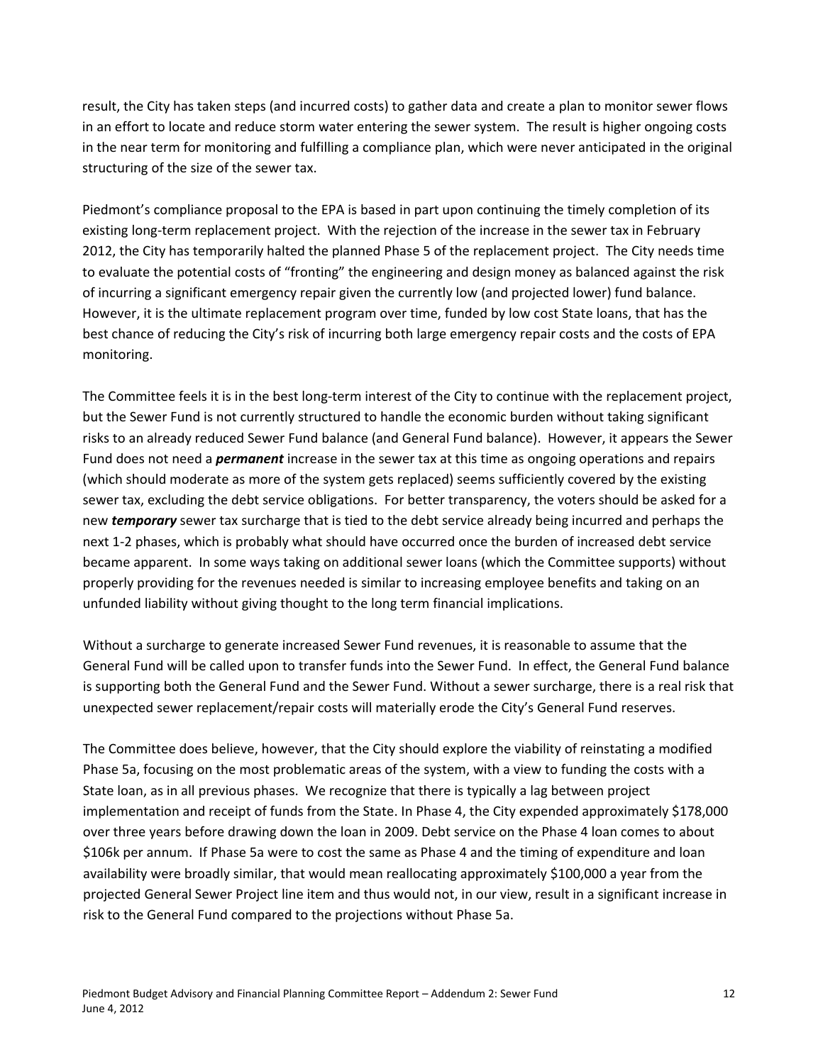result, the City has taken steps (and incurred costs) to gather data and create a plan to monitor sewer flows in an effort to locate and reduce storm water entering the sewer system. The result is higher ongoing costs in the near term for monitoring and fulfilling a compliance plan, which were never anticipated in the original structuring of the size of the sewer tax.

Piedmont's compliance proposal to the EPA is based in part upon continuing the timely completion of its existing long-term replacement project. With the rejection of the increase in the sewer tax in February 2012, the City has temporarily halted the planned Phase 5 of the replacement project. The City needs time to evaluate the potential costs of "fronting" the engineering and design money as balanced against the risk of incurring a significant emergency repair given the currently low (and projected lower) fund balance. However, it is the ultimate replacement program over time, funded by low cost State loans, that has the best chance of reducing the City's risk of incurring both large emergency repair costs and the costs of EPA monitoring.

The Committee feels it is in the best long-term interest of the City to continue with the replacement project, but the Sewer Fund is not currently structured to handle the economic burden without taking significant risks to an already reduced Sewer Fund balance (and General Fund balance). However, it appears the Sewer Fund does not need a ***permanent*** increase in the sewer tax at this time as ongoing operations and repairs (which should moderate as more of the system gets replaced) seems sufficiently covered by the existing sewer tax, excluding the debt service obligations. For better transparency, the voters should be asked for a new ***temporary*** sewer tax surcharge that is tied to the debt service already being incurred and perhaps the next 1-2 phases, which is probably what should have occurred once the burden of increased debt service became apparent. In some ways taking on additional sewer loans (which the Committee supports) without properly providing for the revenues needed is similar to increasing employee benefits and taking on an unfunded liability without giving thought to the long term financial implications.

Without a surcharge to generate increased Sewer Fund revenues, it is reasonable to assume that the General Fund will be called upon to transfer funds into the Sewer Fund. In effect, the General Fund balance is supporting both the General Fund and the Sewer Fund. Without a sewer surcharge, there is a real risk that unexpected sewer replacement/repair costs will materially erode the City's General Fund reserves.

The Committee does believe, however, that the City should explore the viability of reinstating a modified Phase 5a, focusing on the most problematic areas of the system, with a view to funding the costs with a State loan, as in all previous phases. We recognize that there is typically a lag between project implementation and receipt of funds from the State. In Phase 4, the City expended approximately $178,000 over three years before drawing down the loan in 2009. Debt service on the Phase 4 loan comes to about $106k per annum. If Phase 5a were to cost the same as Phase 4 and the timing of expenditure and loan availability were broadly similar, that would mean reallocating approximately $100,000 a year from the projected General Sewer Project line item and thus would not, in our view, result in a significant increase in risk to the General Fund compared to the projections without Phase 5a.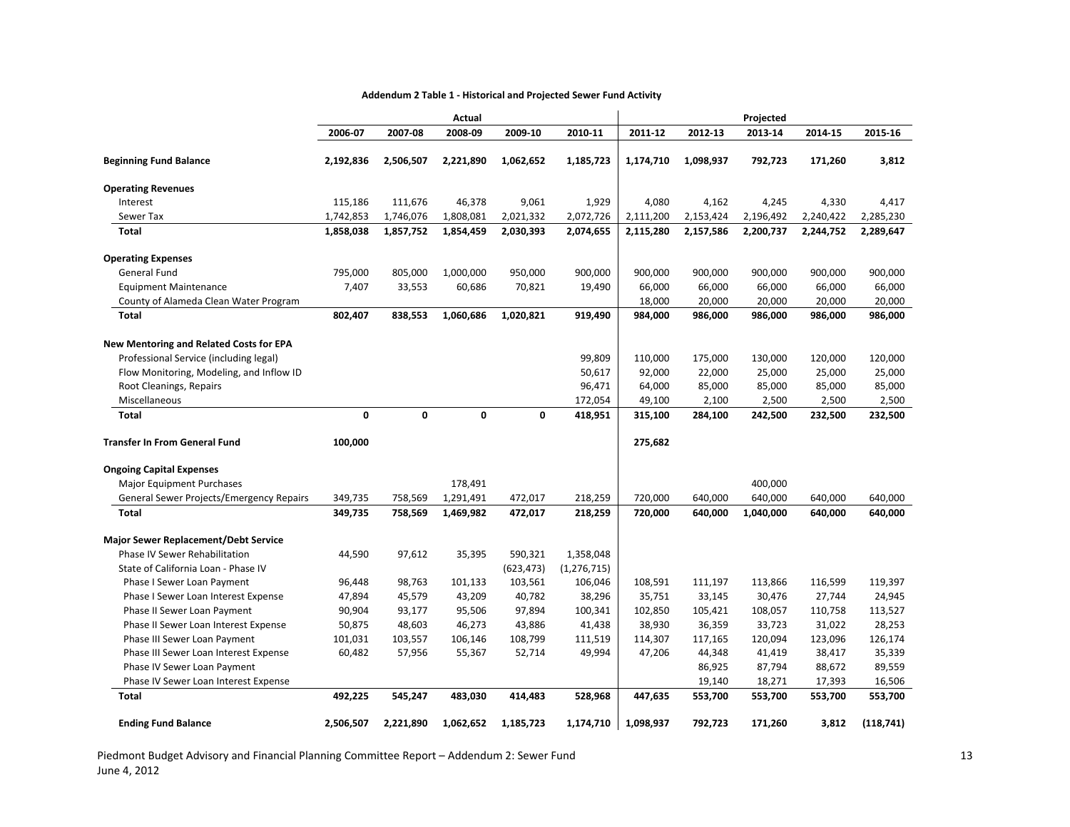**Addendum 2 Table 1 - Historical and Projected Sewer Fund Activity**

| | Actual | | | | | Projected | | | | |
|---|---|---|---|---|---|---|---|---|---|---|
| | 2006-07 | 2007-08 | 2008-09 | 2009-10 | 2010-11 | 2011-12 | 2012-13 | 2013-14 | 2014-15 | 2015-16 |
| **Beginning Fund Balance** | **2,192,836** | **2,506,507** | **2,221,890** | **1,062,652** | **1,185,723** | **1,174,710** | **1,098,937** | **792,723** | **171,260** | **3,812** |
| **Operating Revenues** | | | | | | | | | | |
| Interest | 115,186 | 111,676 | 46,378 | 9,061 | 1,929 | 4,080 | 4,162 | 4,245 | 4,330 | 4,417 |
| Sewer Tax | 1,742,853 | 1,746,076 | 1,808,081 | 2,021,332 | 2,072,726 | 2,111,200 | 2,153,424 | 2,196,492 | 2,240,422 | 2,285,230 |
| **Total** | **1,858,038** | **1,857,752** | **1,854,459** | **2,030,393** | **2,074,655** | **2,115,280** | **2,157,586** | **2,200,737** | **2,244,752** | **2,289,647** |
| **Operating Expenses** | | | | | | | | | | |
| General Fund | 795,000 | 805,000 | 1,000,000 | 950,000 | 900,000 | 900,000 | 900,000 | 900,000 | 900,000 | 900,000 |
| Equipment Maintenance | 7,407 | 33,553 | 60,686 | 70,821 | 19,490 | 66,000 | 66,000 | 66,000 | 66,000 | 66,000 |
| County of Alameda Clean Water Program | | | | | | 18,000 | 20,000 | 20,000 | 20,000 | 20,000 |
| **Total** | **802,407** | **838,553** | **1,060,686** | **1,020,821** | **919,490** | **984,000** | **986,000** | **986,000** | **986,000** | **986,000** |
| **New Mentoring and Related Costs for EPA** | | | | | | | | | | |
| Professional Service (including legal) | | | | | 99,809 | 110,000 | 175,000 | 130,000 | 120,000 | 120,000 |
| Flow Monitoring, Modeling, and Inflow ID | | | | | 50,617 | 92,000 | 22,000 | 25,000 | 25,000 | 25,000 |
| Root Cleanings, Repairs | | | | | 96,471 | 64,000 | 85,000 | 85,000 | 85,000 | 85,000 |
| Miscellaneous | | | | | 172,054 | 49,100 | 2,100 | 2,500 | 2,500 | 2,500 |
| **Total** | **0** | **0** | **0** | **0** | **418,951** | **315,100** | **284,100** | **242,500** | **232,500** | **232,500** |
| **Transfer In From General Fund** | **100,000** | | | | | **275,682** | | | | |
| **Ongoing Capital Expenses** | | | | | | | | | | |
| Major Equipment Purchases | | | 178,491 | | | | | 400,000 | | |
| General Sewer Projects/Emergency Repairs | 349,735 | 758,569 | 1,291,491 | 472,017 | 218,259 | 720,000 | 640,000 | 640,000 | 640,000 | 640,000 |
| **Total** | **349,735** | **758,569** | **1,469,982** | **472,017** | **218,259** | **720,000** | **640,000** | **1,040,000** | **640,000** | **640,000** |
| **Major Sewer Replacement/Debt Service** | | | | | | | | | | |
| Phase IV Sewer Rehabilitation | 44,590 | 97,612 | 35,395 | 590,321 | 1,358,048 | | | | | |
| State of California Loan - Phase IV | | | | (623,473) | (1,276,715) | | | | | |
| Phase I Sewer Loan Payment | 96,448 | 98,763 | 101,133 | 103,561 | 106,046 | 108,591 | 111,197 | 113,866 | 116,599 | 119,397 |
| Phase I Sewer Loan Interest Expense | 47,894 | 45,579 | 43,209 | 40,782 | 38,296 | 35,751 | 33,145 | 30,476 | 27,744 | 24,945 |
| Phase II Sewer Loan Payment | 90,904 | 93,177 | 95,506 | 97,894 | 100,341 | 102,850 | 105,421 | 108,057 | 110,758 | 113,527 |
| Phase II Sewer Loan Interest Expense | 50,875 | 48,603 | 46,273 | 43,886 | 41,438 | 38,930 | 36,359 | 33,723 | 31,022 | 28,253 |
| Phase III Sewer Loan Payment | 101,031 | 103,557 | 106,146 | 108,799 | 111,519 | 114,307 | 117,165 | 120,094 | 123,096 | 126,174 |
| Phase III Sewer Loan Interest Expense | 60,482 | 57,956 | 55,367 | 52,714 | 49,994 | 47,206 | 44,348 | 41,419 | 38,417 | 35,339 |
| Phase IV Sewer Loan Payment | | | | | | | 86,925 | 87,794 | 88,672 | 89,559 |
| Phase IV Sewer Loan Interest Expense | | | | | | | 19,140 | 18,271 | 17,393 | 16,506 |
| **Total** | **492,225** | **545,247** | **483,030** | **414,483** | **528,968** | **447,635** | **553,700** | **553,700** | **553,700** | **553,700** |
| **Ending Fund Balance** | **2,506,507** | **2,221,890** | **1,062,652** | **1,185,723** | **1,174,710** | **1,098,937** | **792,723** | **171,260** | **3,812** | **(118,741)** |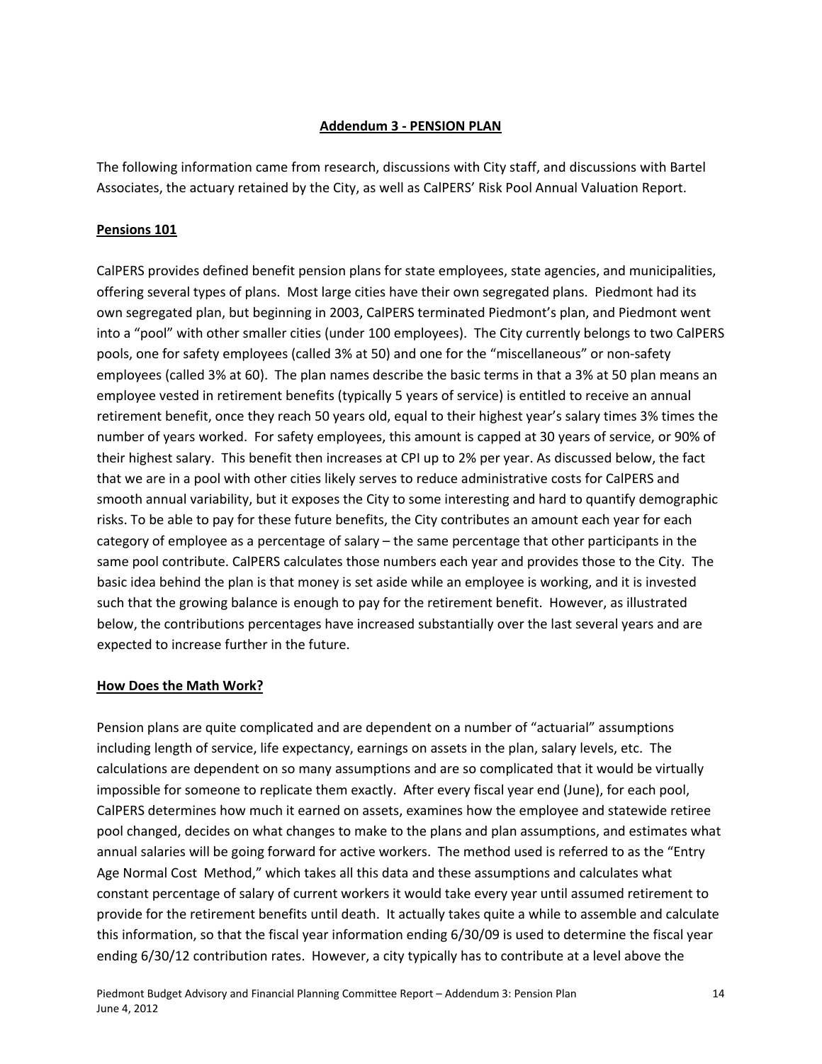## Addendum 3 - PENSION PLAN

The following information came from research, discussions with City staff, and discussions with Bartel Associates, the actuary retained by the City, as well as CalPERS' Risk Pool Annual Valuation Report.

### Pensions 101

CalPERS provides defined benefit pension plans for state employees, state agencies, and municipalities, offering several types of plans. Most large cities have their own segregated plans. Piedmont had its own segregated plan, but beginning in 2003, CalPERS terminated Piedmont's plan, and Piedmont went into a "pool" with other smaller cities (under 100 employees). The City currently belongs to two CalPERS pools, one for safety employees (called 3% at 50) and one for the "miscellaneous" or non-safety employees (called 3% at 60). The plan names describe the basic terms in that a 3% at 50 plan means an employee vested in retirement benefits (typically 5 years of service) is entitled to receive an annual retirement benefit, once they reach 50 years old, equal to their highest year's salary times 3% times the number of years worked. For safety employees, this amount is capped at 30 years of service, or 90% of their highest salary. This benefit then increases at CPI up to 2% per year. As discussed below, the fact that we are in a pool with other cities likely serves to reduce administrative costs for CalPERS and smooth annual variability, but it exposes the City to some interesting and hard to quantify demographic risks. To be able to pay for these future benefits, the City contributes an amount each year for each category of employee as a percentage of salary – the same percentage that other participants in the same pool contribute. CalPERS calculates those numbers each year and provides those to the City. The basic idea behind the plan is that money is set aside while an employee is working, and it is invested such that the growing balance is enough to pay for the retirement benefit. However, as illustrated below, the contributions percentages have increased substantially over the last several years and are expected to increase further in the future.

### How Does the Math Work?

Pension plans are quite complicated and are dependent on a number of "actuarial" assumptions including length of service, life expectancy, earnings on assets in the plan, salary levels, etc. The calculations are dependent on so many assumptions and are so complicated that it would be virtually impossible for someone to replicate them exactly. After every fiscal year end (June), for each pool, CalPERS determines how much it earned on assets, examines how the employee and statewide retiree pool changed, decides on what changes to make to the plans and plan assumptions, and estimates what annual salaries will be going forward for active workers. The method used is referred to as the "Entry Age Normal Cost Method," which takes all this data and these assumptions and calculates what constant percentage of salary of current workers it would take every year until assumed retirement to provide for the retirement benefits until death. It actually takes quite a while to assemble and calculate this information, so that the fiscal year information ending 6/30/09 is used to determine the fiscal year ending 6/30/12 contribution rates. However, a city typically has to contribute at a level above the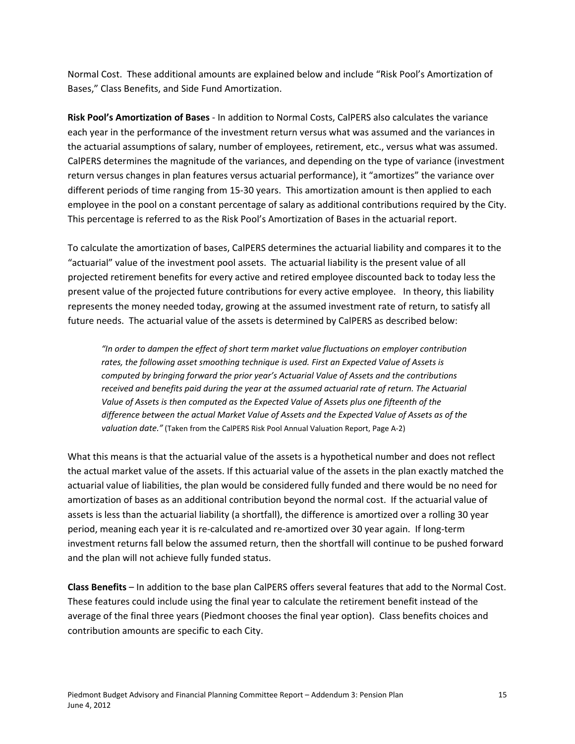Normal Cost. These additional amounts are explained below and include "Risk Pool's Amortization of Bases," Class Benefits, and Side Fund Amortization.

**Risk Pool's Amortization of Bases** - In addition to Normal Costs, CalPERS also calculates the variance each year in the performance of the investment return versus what was assumed and the variances in the actuarial assumptions of salary, number of employees, retirement, etc., versus what was assumed. CalPERS determines the magnitude of the variances, and depending on the type of variance (investment return versus changes in plan features versus actuarial performance), it "amortizes" the variance over different periods of time ranging from 15-30 years. This amortization amount is then applied to each employee in the pool on a constant percentage of salary as additional contributions required by the City. This percentage is referred to as the Risk Pool's Amortization of Bases in the actuarial report.

To calculate the amortization of bases, CalPERS determines the actuarial liability and compares it to the "actuarial" value of the investment pool assets. The actuarial liability is the present value of all projected retirement benefits for every active and retired employee discounted back to today less the present value of the projected future contributions for every active employee. In theory, this liability represents the money needed today, growing at the assumed investment rate of return, to satisfy all future needs. The actuarial value of the assets is determined by CalPERS as described below:

> *"In order to dampen the effect of short term market value fluctuations on employer contribution rates, the following asset smoothing technique is used. First an Expected Value of Assets is computed by bringing forward the prior year's Actuarial Value of Assets and the contributions received and benefits paid during the year at the assumed actuarial rate of return. The Actuarial Value of Assets is then computed as the Expected Value of Assets plus one fifteenth of the difference between the actual Market Value of Assets and the Expected Value of Assets as of the valuation date."* (Taken from the CalPERS Risk Pool Annual Valuation Report, Page A-2)

What this means is that the actuarial value of the assets is a hypothetical number and does not reflect the actual market value of the assets. If this actuarial value of the assets in the plan exactly matched the actuarial value of liabilities, the plan would be considered fully funded and there would be no need for amortization of bases as an additional contribution beyond the normal cost. If the actuarial value of assets is less than the actuarial liability (a shortfall), the difference is amortized over a rolling 30 year period, meaning each year it is re-calculated and re-amortized over 30 year again. If long-term investment returns fall below the assumed return, then the shortfall will continue to be pushed forward and the plan will not achieve fully funded status.

**Class Benefits** – In addition to the base plan CalPERS offers several features that add to the Normal Cost. These features could include using the final year to calculate the retirement benefit instead of the average of the final three years (Piedmont chooses the final year option). Class benefits choices and contribution amounts are specific to each City.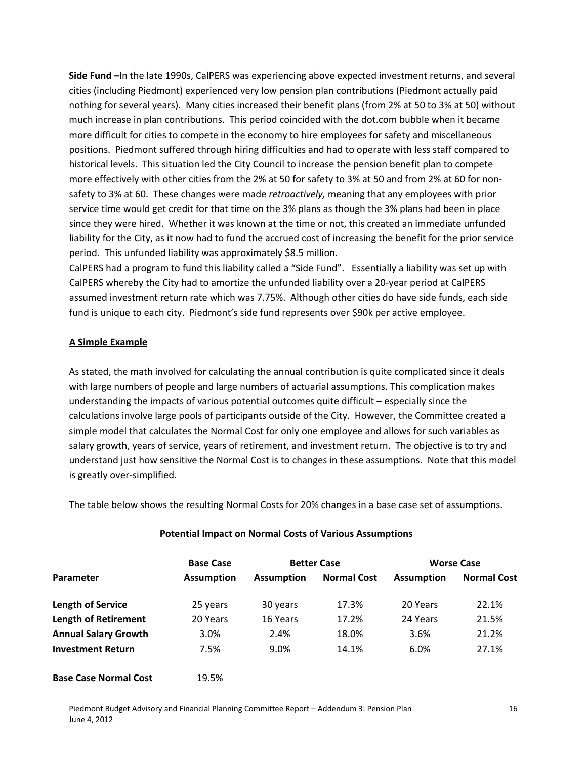**Side Fund –**In the late 1990s, CalPERS was experiencing above expected investment returns, and several cities (including Piedmont) experienced very low pension plan contributions (Piedmont actually paid nothing for several years). Many cities increased their benefit plans (from 2% at 50 to 3% at 50) without much increase in plan contributions. This period coincided with the dot.com bubble when it became more difficult for cities to compete in the economy to hire employees for safety and miscellaneous positions. Piedmont suffered through hiring difficulties and had to operate with less staff compared to historical levels. This situation led the City Council to increase the pension benefit plan to compete more effectively with other cities from the 2% at 50 for safety to 3% at 50 and from 2% at 60 for non-safety to 3% at 60. These changes were made *retroactively,* meaning that any employees with prior service time would get credit for that time on the 3% plans as though the 3% plans had been in place since they were hired. Whether it was known at the time or not, this created an immediate unfunded liability for the City, as it now had to fund the accrued cost of increasing the benefit for the prior service period. This unfunded liability was approximately $8.5 million.

CalPERS had a program to fund this liability called a "Side Fund". Essentially a liability was set up with CalPERS whereby the City had to amortize the unfunded liability over a 20-year period at CalPERS assumed investment return rate which was 7.75%. Although other cities do have side funds, each side fund is unique to each city. Piedmont's side fund represents over $90k per active employee.

## A Simple Example

As stated, the math involved for calculating the annual contribution is quite complicated since it deals with large numbers of people and large numbers of actuarial assumptions. This complication makes understanding the impacts of various potential outcomes quite difficult – especially since the calculations involve large pools of participants outside of the City. However, the Committee created a simple model that calculates the Normal Cost for only one employee and allows for such variables as salary growth, years of service, years of retirement, and investment return. The objective is to try and understand just how sensitive the Normal Cost is to changes in these assumptions. Note that this model is greatly over-simplified.

The table below shows the resulting Normal Costs for 20% changes in a base case set of assumptions.

**Potential Impact on Normal Costs of Various Assumptions**

| | Base Case | Better Case | | Worse Case | |
|---|---|---|---|---|---|
| **Parameter** | **Assumption** | **Assumption** | **Normal Cost** | **Assumption** | **Normal Cost** |
| **Length of Service** | 25 years | 30 years | 17.3% | 20 Years | 22.1% |
| **Length of Retirement** | 20 Years | 16 Years | 17.2% | 24 Years | 21.5% |
| **Annual Salary Growth** | 3.0% | 2.4% | 18.0% | 3.6% | 21.2% |
| **Investment Return** | 7.5% | 9.0% | 14.1% | 6.0% | 27.1% |
| | | | | | |
| **Base Case Normal Cost** | 19.5% | | | | |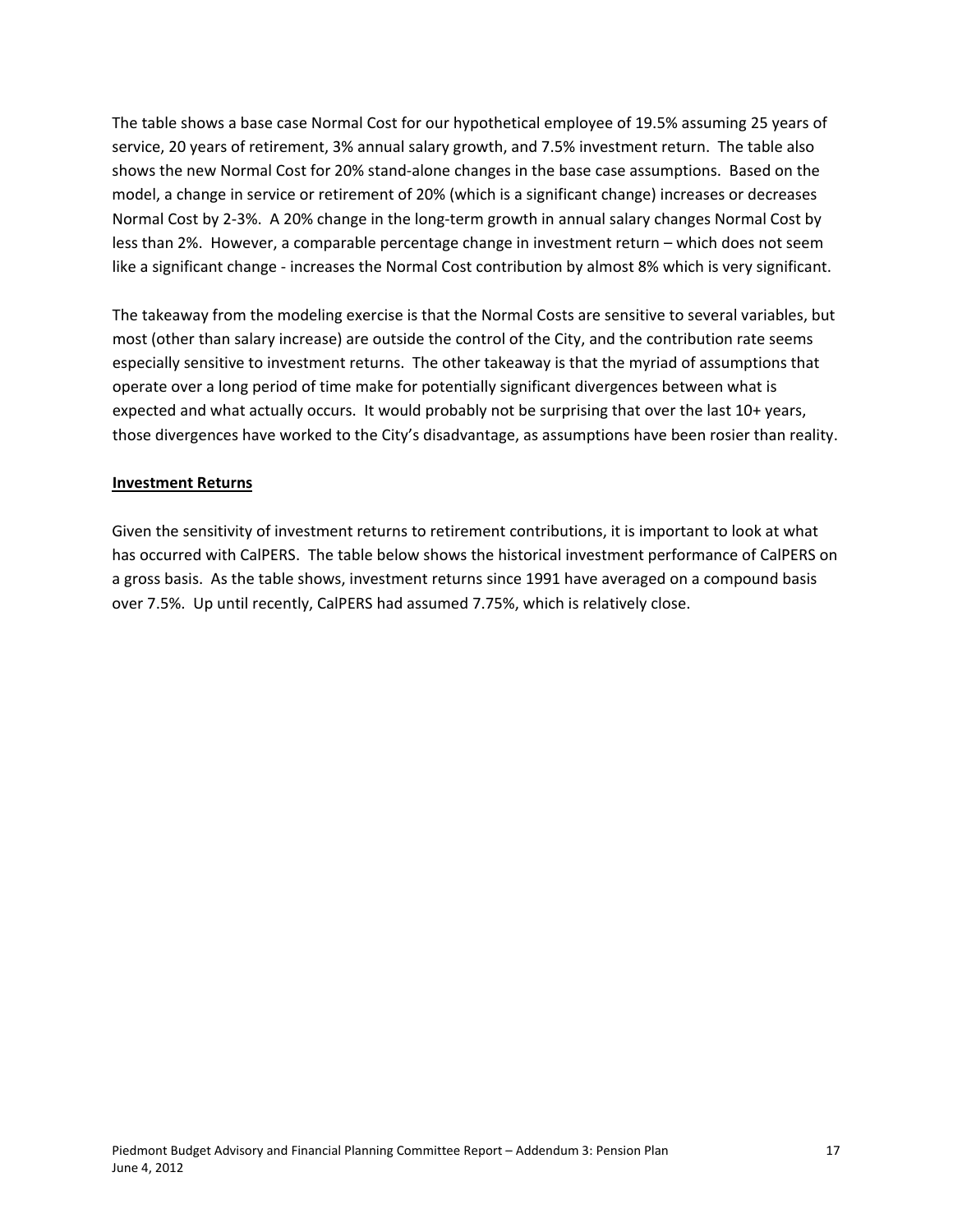The table shows a base case Normal Cost for our hypothetical employee of 19.5% assuming 25 years of service, 20 years of retirement, 3% annual salary growth, and 7.5% investment return. The table also shows the new Normal Cost for 20% stand-alone changes in the base case assumptions. Based on the model, a change in service or retirement of 20% (which is a significant change) increases or decreases Normal Cost by 2-3%. A 20% change in the long-term growth in annual salary changes Normal Cost by less than 2%. However, a comparable percentage change in investment return – which does not seem like a significant change - increases the Normal Cost contribution by almost 8% which is very significant.

The takeaway from the modeling exercise is that the Normal Costs are sensitive to several variables, but most (other than salary increase) are outside the control of the City, and the contribution rate seems especially sensitive to investment returns. The other takeaway is that the myriad of assumptions that operate over a long period of time make for potentially significant divergences between what is expected and what actually occurs. It would probably not be surprising that over the last 10+ years, those divergences have worked to the City's disadvantage, as assumptions have been rosier than reality.

**Investment Returns**

Given the sensitivity of investment returns to retirement contributions, it is important to look at what has occurred with CalPERS. The table below shows the historical investment performance of CalPERS on a gross basis. As the table shows, investment returns since 1991 have averaged on a compound basis over 7.5%. Up until recently, CalPERS had assumed 7.75%, which is relatively close.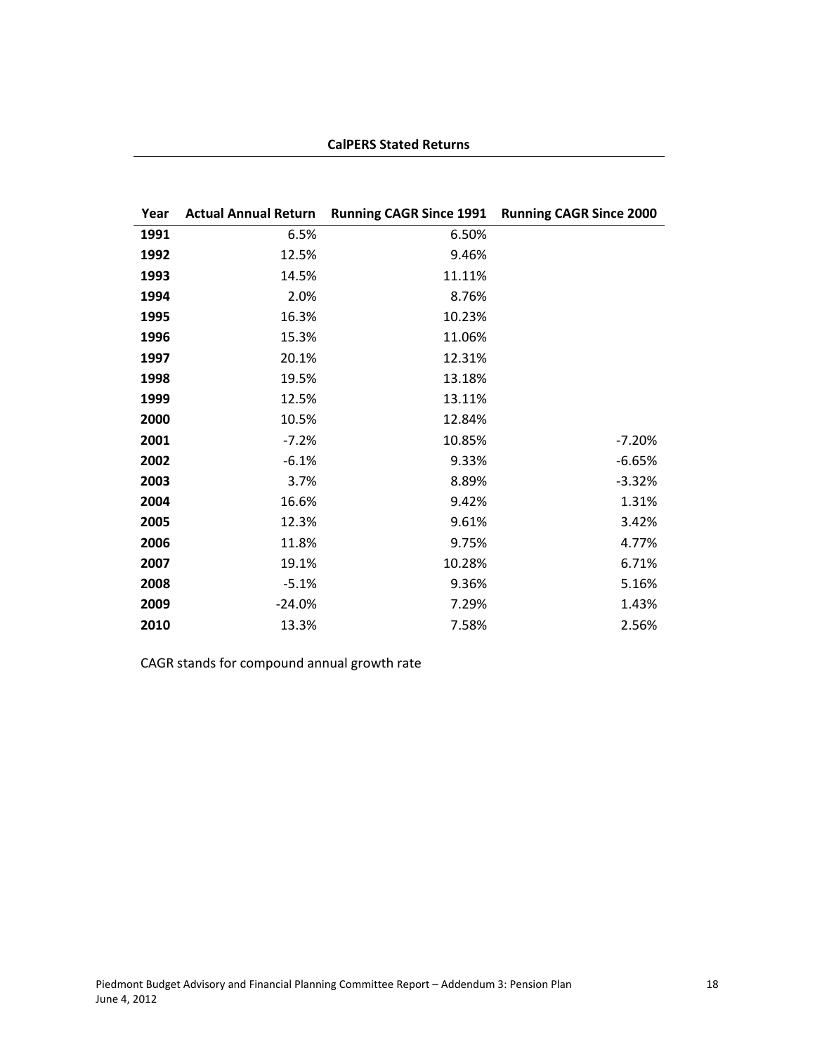**CalPERS Stated Returns**

| Year | Actual Annual Return | Running CAGR Since 1991 | Running CAGR Since 2000 |
|---|---|---|---|
| **1991** | 6.5% | 6.50% | |
| **1992** | 12.5% | 9.46% | |
| **1993** | 14.5% | 11.11% | |
| **1994** | 2.0% | 8.76% | |
| **1995** | 16.3% | 10.23% | |
| **1996** | 15.3% | 11.06% | |
| **1997** | 20.1% | 12.31% | |
| **1998** | 19.5% | 13.18% | |
| **1999** | 12.5% | 13.11% | |
| **2000** | 10.5% | 12.84% | |
| **2001** | -7.2% | 10.85% | -7.20% |
| **2002** | -6.1% | 9.33% | -6.65% |
| **2003** | 3.7% | 8.89% | -3.32% |
| **2004** | 16.6% | 9.42% | 1.31% |
| **2005** | 12.3% | 9.61% | 3.42% |
| **2006** | 11.8% | 9.75% | 4.77% |
| **2007** | 19.1% | 10.28% | 6.71% |
| **2008** | -5.1% | 9.36% | 5.16% |
| **2009** | -24.0% | 7.29% | 1.43% |
| **2010** | 13.3% | 7.58% | 2.56% |

CAGR stands for compound annual growth rate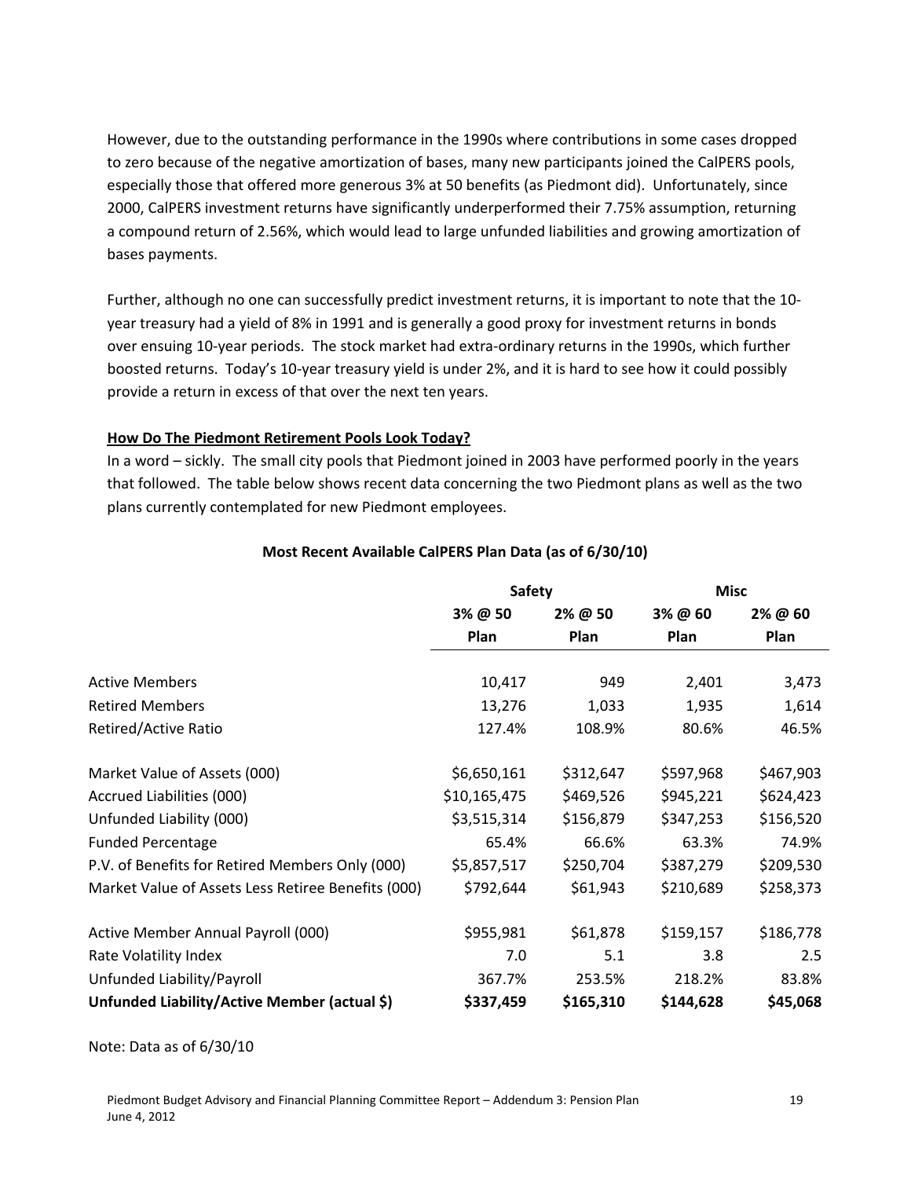However, due to the outstanding performance in the 1990s where contributions in some cases dropped to zero because of the negative amortization of bases, many new participants joined the CalPERS pools, especially those that offered more generous 3% at 50 benefits (as Piedmont did). Unfortunately, since 2000, CalPERS investment returns have significantly underperformed their 7.75% assumption, returning a compound return of 2.56%, which would lead to large unfunded liabilities and growing amortization of bases payments.

Further, although no one can successfully predict investment returns, it is important to note that the 10-year treasury had a yield of 8% in 1991 and is generally a good proxy for investment returns in bonds over ensuing 10-year periods. The stock market had extra-ordinary returns in the 1990s, which further boosted returns. Today's 10-year treasury yield is under 2%, and it is hard to see how it could possibly provide a return in excess of that over the next ten years.

**How Do The Piedmont Retirement Pools Look Today?**

In a word – sickly. The small city pools that Piedmont joined in 2003 have performed poorly in the years that followed. The table below shows recent data concerning the two Piedmont plans as well as the two plans currently contemplated for new Piedmont employees.

**Most Recent Available CalPERS Plan Data (as of 6/30/10)**

| | Safety | | Misc | |
|---|---|---|---|---|
| | 3% @ 50 Plan | 2% @ 50 Plan | 3% @ 60 Plan | 2% @ 60 Plan |
| Active Members | 10,417 | 949 | 2,401 | 3,473 |
| Retired Members | 13,276 | 1,033 | 1,935 | 1,614 |
| Retired/Active Ratio | 127.4% | 108.9% | 80.6% | 46.5% |
| Market Value of Assets (000) | $6,650,161 | $312,647 | $597,968 | $467,903 |
| Accrued Liabilities (000) | $10,165,475 | $469,526 | $945,221 | $624,423 |
| Unfunded Liability (000) | $3,515,314 | $156,879 | $347,253 | $156,520 |
| Funded Percentage | 65.4% | 66.6% | 63.3% | 74.9% |
| P.V. of Benefits for Retired Members Only (000) | $5,857,517 | $250,704 | $387,279 | $209,530 |
| Market Value of Assets Less Retiree Benefits (000) | $792,644 | $61,943 | $210,689 | $258,373 |
| Active Member Annual Payroll (000) | $955,981 | $61,878 | $159,157 | $186,778 |
| Rate Volatility Index | 7.0 | 5.1 | 3.8 | 2.5 |
| Unfunded Liability/Payroll | 367.7% | 253.5% | 218.2% | 83.8% |
| **Unfunded Liability/Active Member (actual $)** | **$337,459** | **$165,310** | **$144,628** | **$45,068** |

Note: Data as of 6/30/10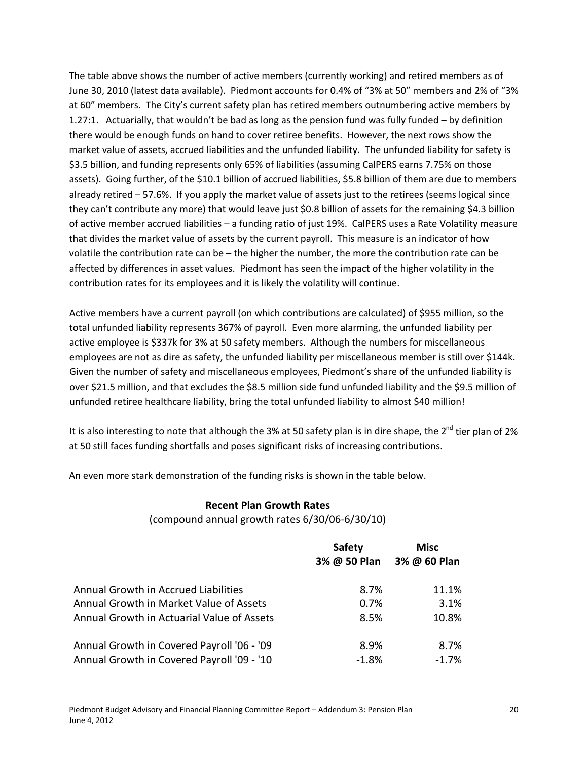The table above shows the number of active members (currently working) and retired members as of June 30, 2010 (latest data available). Piedmont accounts for 0.4% of "3% at 50" members and 2% of "3% at 60" members. The City's current safety plan has retired members outnumbering active members by 1.27:1. Actuarially, that wouldn't be bad as long as the pension fund was fully funded – by definition there would be enough funds on hand to cover retiree benefits. However, the next rows show the market value of assets, accrued liabilities and the unfunded liability. The unfunded liability for safety is \$3.5 billion, and funding represents only 65% of liabilities (assuming CalPERS earns 7.75% on those assets). Going further, of the \$10.1 billion of accrued liabilities, \$5.8 billion of them are due to members already retired – 57.6%. If you apply the market value of assets just to the retirees (seems logical since they can't contribute any more) that would leave just \$0.8 billion of assets for the remaining \$4.3 billion of active member accrued liabilities – a funding ratio of just 19%. CalPERS uses a Rate Volatility measure that divides the market value of assets by the current payroll. This measure is an indicator of how volatile the contribution rate can be – the higher the number, the more the contribution rate can be affected by differences in asset values. Piedmont has seen the impact of the higher volatility in the contribution rates for its employees and it is likely the volatility will continue.

Active members have a current payroll (on which contributions are calculated) of \$955 million, so the total unfunded liability represents 367% of payroll. Even more alarming, the unfunded liability per active employee is \$337k for 3% at 50 safety members. Although the numbers for miscellaneous employees are not as dire as safety, the unfunded liability per miscellaneous member is still over \$144k. Given the number of safety and miscellaneous employees, Piedmont's share of the unfunded liability is over \$21.5 million, and that excludes the \$8.5 million side fund unfunded liability and the \$9.5 million of unfunded retiree healthcare liability, bring the total unfunded liability to almost \$40 million!

It is also interesting to note that although the 3% at 50 safety plan is in dire shape, the 2nd tier plan of 2% at 50 still faces funding shortfalls and poses significant risks of increasing contributions.

An even more stark demonstration of the funding risks is shown in the table below.

**Recent Plan Growth Rates**

(compound annual growth rates 6/30/06-6/30/10)

| | **Safety 3% @ 50 Plan** | **Misc 3% @ 60 Plan** |
|---|---|---|
| Annual Growth in Accrued Liabilities | 8.7% | 11.1% |
| Annual Growth in Market Value of Assets | 0.7% | 3.1% |
| Annual Growth in Actuarial Value of Assets | 8.5% | 10.8% |
| Annual Growth in Covered Payroll '06 - '09 | 8.9% | 8.7% |
| Annual Growth in Covered Payroll '09 - '10 | -1.8% | -1.7% |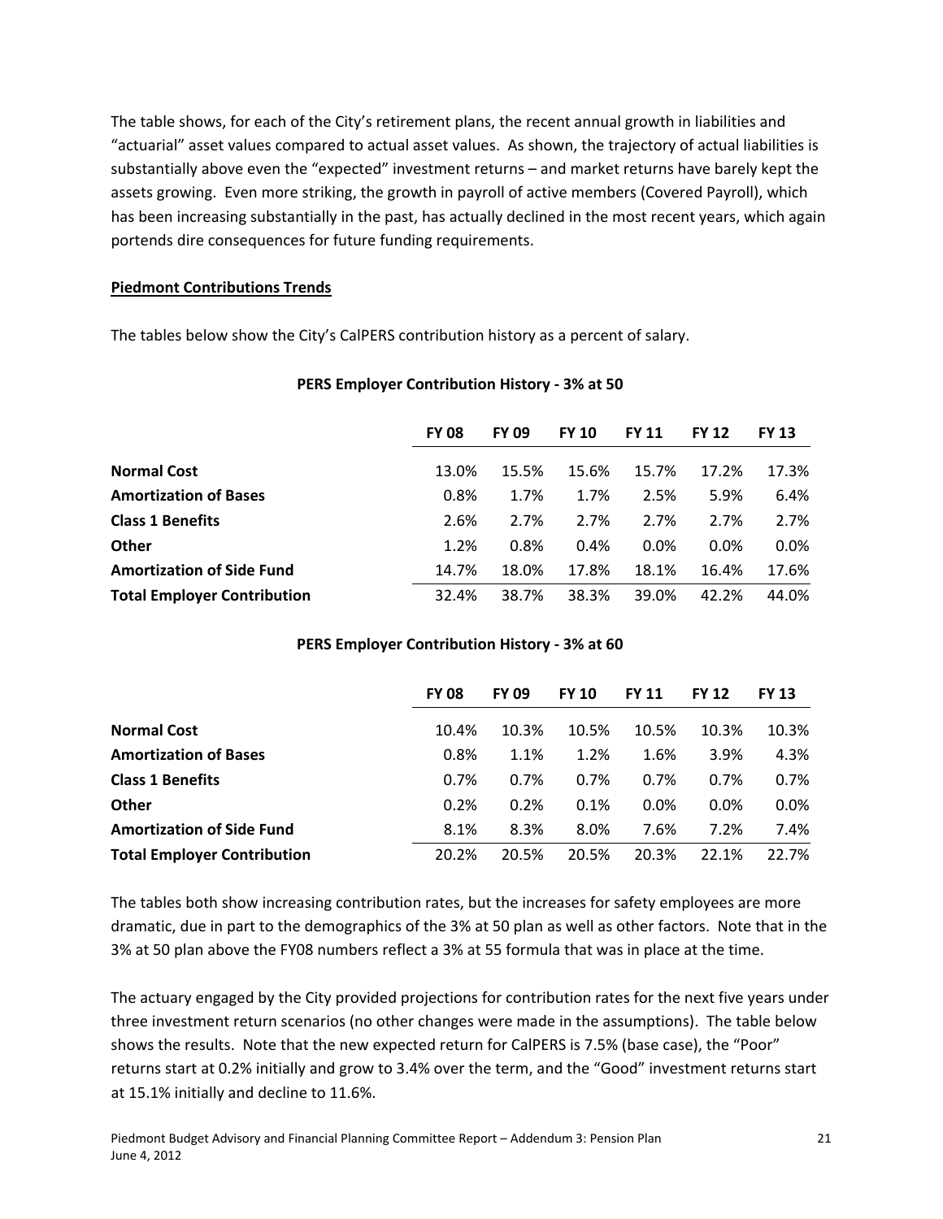The table shows, for each of the City's retirement plans, the recent annual growth in liabilities and "actuarial" asset values compared to actual asset values. As shown, the trajectory of actual liabilities is substantially above even the "expected" investment returns – and market returns have barely kept the assets growing. Even more striking, the growth in payroll of active members (Covered Payroll), which has been increasing substantially in the past, has actually declined in the most recent years, which again portends dire consequences for future funding requirements.

**Piedmont Contributions Trends**

The tables below show the City's CalPERS contribution history as a percent of salary.

**PERS Employer Contribution History - 3% at 50**

| | FY 08 | FY 09 | FY 10 | FY 11 | FY 12 | FY 13 |
|---|---|---|---|---|---|---|
| **Normal Cost** | 13.0% | 15.5% | 15.6% | 15.7% | 17.2% | 17.3% |
| **Amortization of Bases** | 0.8% | 1.7% | 1.7% | 2.5% | 5.9% | 6.4% |
| **Class 1 Benefits** | 2.6% | 2.7% | 2.7% | 2.7% | 2.7% | 2.7% |
| **Other** | 1.2% | 0.8% | 0.4% | 0.0% | 0.0% | 0.0% |
| **Amortization of Side Fund** | 14.7% | 18.0% | 17.8% | 18.1% | 16.4% | 17.6% |
| **Total Employer Contribution** | 32.4% | 38.7% | 38.3% | 39.0% | 42.2% | 44.0% |

**PERS Employer Contribution History - 3% at 60**

| | FY 08 | FY 09 | FY 10 | FY 11 | FY 12 | FY 13 |
|---|---|---|---|---|---|---|
| **Normal Cost** | 10.4% | 10.3% | 10.5% | 10.5% | 10.3% | 10.3% |
| **Amortization of Bases** | 0.8% | 1.1% | 1.2% | 1.6% | 3.9% | 4.3% |
| **Class 1 Benefits** | 0.7% | 0.7% | 0.7% | 0.7% | 0.7% | 0.7% |
| **Other** | 0.2% | 0.2% | 0.1% | 0.0% | 0.0% | 0.0% |
| **Amortization of Side Fund** | 8.1% | 8.3% | 8.0% | 7.6% | 7.2% | 7.4% |
| **Total Employer Contribution** | 20.2% | 20.5% | 20.5% | 20.3% | 22.1% | 22.7% |

The tables both show increasing contribution rates, but the increases for safety employees are more dramatic, due in part to the demographics of the 3% at 50 plan as well as other factors. Note that in the 3% at 50 plan above the FY08 numbers reflect a 3% at 55 formula that was in place at the time.

The actuary engaged by the City provided projections for contribution rates for the next five years under three investment return scenarios (no other changes were made in the assumptions). The table below shows the results. Note that the new expected return for CalPERS is 7.5% (base case), the "Poor" returns start at 0.2% initially and grow to 3.4% over the term, and the "Good" investment returns start at 15.1% initially and decline to 11.6%.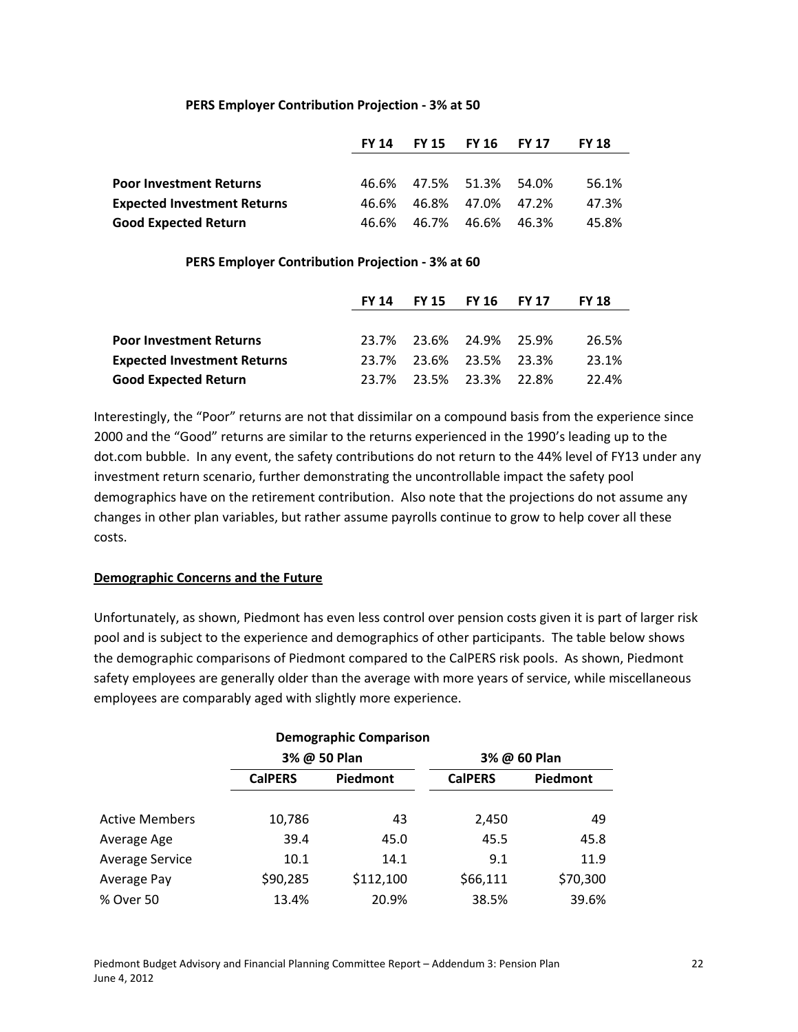**PERS Employer Contribution Projection - 3% at 50**

| | FY 14 | FY 15 | FY 16 | FY 17 | FY 18 |
|---|---|---|---|---|---|
| **Poor Investment Returns** | 46.6% | 47.5% | 51.3% | 54.0% | 56.1% |
| **Expected Investment Returns** | 46.6% | 46.8% | 47.0% | 47.2% | 47.3% |
| **Good Expected Return** | 46.6% | 46.7% | 46.6% | 46.3% | 45.8% |

**PERS Employer Contribution Projection - 3% at 60**

| | FY 14 | FY 15 | FY 16 | FY 17 | FY 18 |
|---|---|---|---|---|---|
| **Poor Investment Returns** | 23.7% | 23.6% | 24.9% | 25.9% | 26.5% |
| **Expected Investment Returns** | 23.7% | 23.6% | 23.5% | 23.3% | 23.1% |
| **Good Expected Return** | 23.7% | 23.5% | 23.3% | 22.8% | 22.4% |

Interestingly, the "Poor" returns are not that dissimilar on a compound basis from the experience since 2000 and the "Good" returns are similar to the returns experienced in the 1990's leading up to the dot.com bubble. In any event, the safety contributions do not return to the 44% level of FY13 under any investment return scenario, further demonstrating the uncontrollable impact the safety pool demographics have on the retirement contribution. Also note that the projections do not assume any changes in other plan variables, but rather assume payrolls continue to grow to help cover all these costs.

**Demographic Concerns and the Future**

Unfortunately, as shown, Piedmont has even less control over pension costs given it is part of larger risk pool and is subject to the experience and demographics of other participants. The table below shows the demographic comparisons of Piedmont compared to the CalPERS risk pools. As shown, Piedmont safety employees are generally older than the average with more years of service, while miscellaneous employees are comparably aged with slightly more experience.

**Demographic Comparison**

| | 3% @ 50 Plan | | 3% @ 60 Plan | |
|---|---|---|---|---|
| | **CalPERS** | **Piedmont** | **CalPERS** | **Piedmont** |
| Active Members | 10,786 | 43 | 2,450 | 49 |
| Average Age | 39.4 | 45.0 | 45.5 | 45.8 |
| Average Service | 10.1 | 14.1 | 9.1 | 11.9 |
| Average Pay | $90,285 | $112,100 | $66,111 | $70,300 |
| % Over 50 | 13.4% | 20.9% | 38.5% | 39.6% |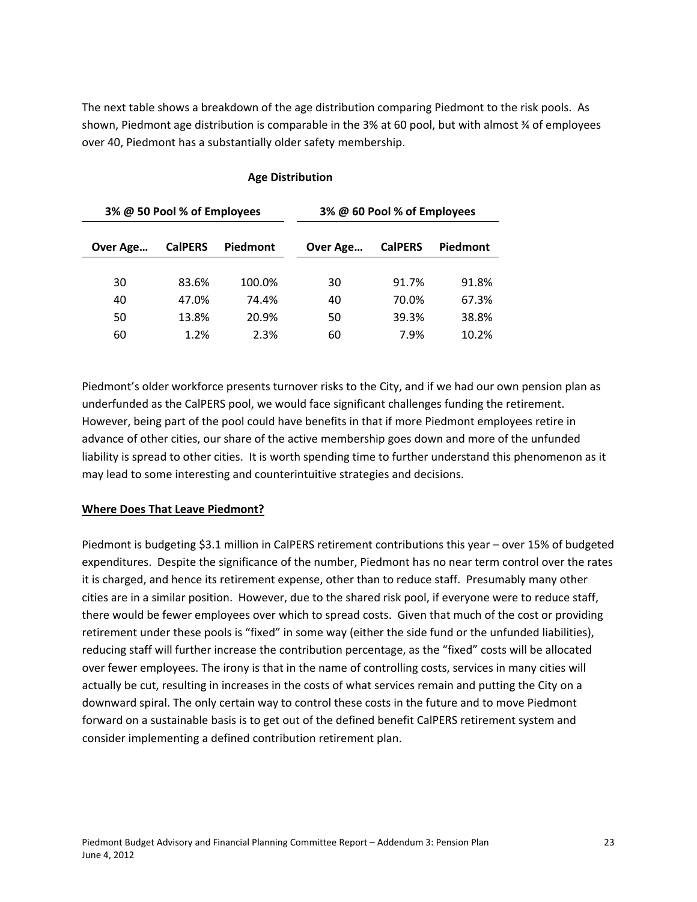The next table shows a breakdown of the age distribution comparing Piedmont to the risk pools. As shown, Piedmont age distribution is comparable in the 3% at 60 pool, but with almost ¾ of employees over 40, Piedmont has a substantially older safety membership.

**Age Distribution**

| 3% @ 50 Pool % of Employees | | | 3% @ 60 Pool % of Employees | | |
|---|---|---|---|---|---|
| **Over Age…** | **CalPERS** | **Piedmont** | **Over Age…** | **CalPERS** | **Piedmont** |
| 30 | 83.6% | 100.0% | 30 | 91.7% | 91.8% |
| 40 | 47.0% | 74.4% | 40 | 70.0% | 67.3% |
| 50 | 13.8% | 20.9% | 50 | 39.3% | 38.8% |
| 60 | 1.2% | 2.3% | 60 | 7.9% | 10.2% |

Piedmont's older workforce presents turnover risks to the City, and if we had our own pension plan as underfunded as the CalPERS pool, we would face significant challenges funding the retirement. However, being part of the pool could have benefits in that if more Piedmont employees retire in advance of other cities, our share of the active membership goes down and more of the unfunded liability is spread to other cities. It is worth spending time to further understand this phenomenon as it may lead to some interesting and counterintuitive strategies and decisions.

**Where Does That Leave Piedmont?**

Piedmont is budgeting $3.1 million in CalPERS retirement contributions this year – over 15% of budgeted expenditures. Despite the significance of the number, Piedmont has no near term control over the rates it is charged, and hence its retirement expense, other than to reduce staff. Presumably many other cities are in a similar position. However, due to the shared risk pool, if everyone were to reduce staff, there would be fewer employees over which to spread costs. Given that much of the cost or providing retirement under these pools is "fixed" in some way (either the side fund or the unfunded liabilities), reducing staff will further increase the contribution percentage, as the "fixed" costs will be allocated over fewer employees. The irony is that in the name of controlling costs, services in many cities will actually be cut, resulting in increases in the costs of what services remain and putting the City on a downward spiral. The only certain way to control these costs in the future and to move Piedmont forward on a sustainable basis is to get out of the defined benefit CalPERS retirement system and consider implementing a defined contribution retirement plan.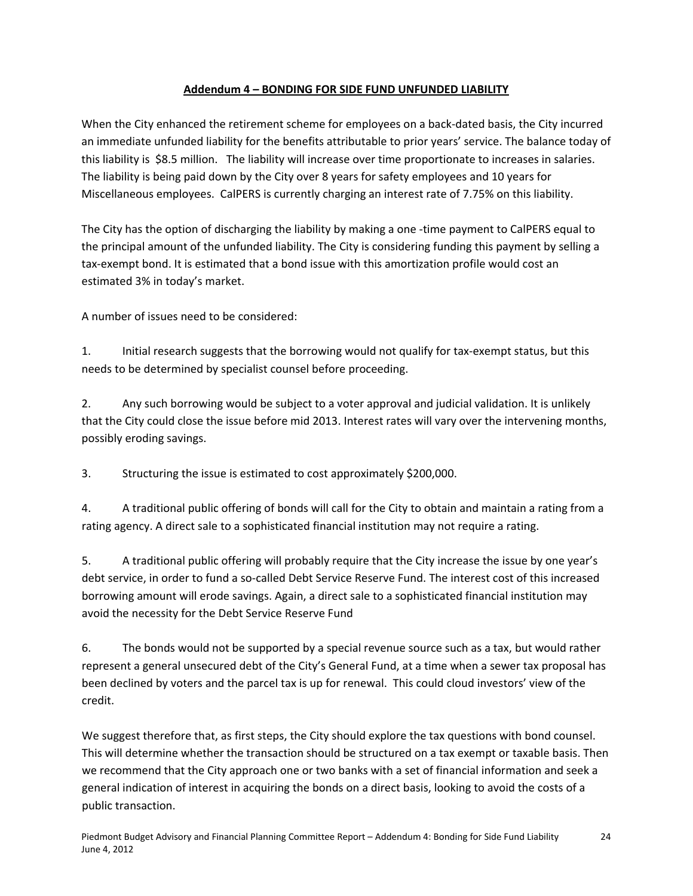## Addendum 4 – BONDING FOR SIDE FUND UNFUNDED LIABILITY

When the City enhanced the retirement scheme for employees on a back-dated basis, the City incurred an immediate unfunded liability for the benefits attributable to prior years' service. The balance today of this liability is $8.5 million. The liability will increase over time proportionate to increases in salaries. The liability is being paid down by the City over 8 years for safety employees and 10 years for Miscellaneous employees. CalPERS is currently charging an interest rate of 7.75% on this liability.

The City has the option of discharging the liability by making a one -time payment to CalPERS equal to the principal amount of the unfunded liability. The City is considering funding this payment by selling a tax-exempt bond. It is estimated that a bond issue with this amortization profile would cost an estimated 3% in today's market.

A number of issues need to be considered:

1. Initial research suggests that the borrowing would not qualify for tax-exempt status, but this needs to be determined by specialist counsel before proceeding.

2. Any such borrowing would be subject to a voter approval and judicial validation. It is unlikely that the City could close the issue before mid 2013. Interest rates will vary over the intervening months, possibly eroding savings.

3. Structuring the issue is estimated to cost approximately $200,000.

4. A traditional public offering of bonds will call for the City to obtain and maintain a rating from a rating agency. A direct sale to a sophisticated financial institution may not require a rating.

5. A traditional public offering will probably require that the City increase the issue by one year's debt service, in order to fund a so-called Debt Service Reserve Fund. The interest cost of this increased borrowing amount will erode savings. Again, a direct sale to a sophisticated financial institution may avoid the necessity for the Debt Service Reserve Fund

6. The bonds would not be supported by a special revenue source such as a tax, but would rather represent a general unsecured debt of the City's General Fund, at a time when a sewer tax proposal has been declined by voters and the parcel tax is up for renewal. This could cloud investors' view of the credit.

We suggest therefore that, as first steps, the City should explore the tax questions with bond counsel. This will determine whether the transaction should be structured on a tax exempt or taxable basis. Then we recommend that the City approach one or two banks with a set of financial information and seek a general indication of interest in acquiring the bonds on a direct basis, looking to avoid the costs of a public transaction.